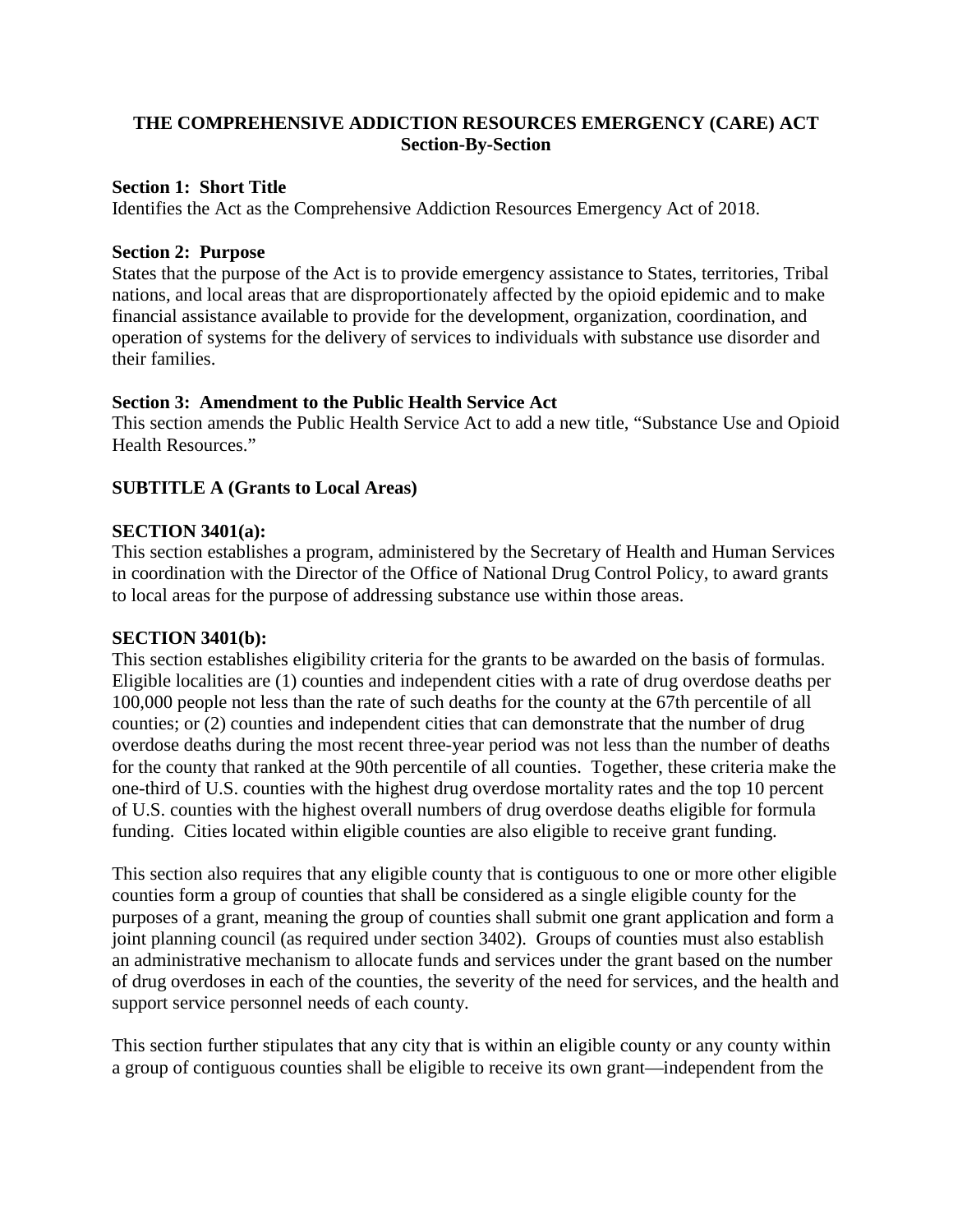# THE COMPREHENSIVE ADDICTION RESOURCES EMERGENCY (CARE) ACT
## Section-By-Section

**Section 1: Short Title**
Identifies the Act as the Comprehensive Addiction Resources Emergency Act of 2018.

**Section 2: Purpose**
States that the purpose of the Act is to provide emergency assistance to States, territories, Tribal nations, and local areas that are disproportionately affected by the opioid epidemic and to make financial assistance available to provide for the development, organization, coordination, and operation of systems for the delivery of services to individuals with substance use disorder and their families.

**Section 3: Amendment to the Public Health Service Act**
This section amends the Public Health Service Act to add a new title, "Substance Use and Opioid Health Resources."

**SUBTITLE A (Grants to Local Areas)**

**SECTION 3401(a):**
This section establishes a program, administered by the Secretary of Health and Human Services in coordination with the Director of the Office of National Drug Control Policy, to award grants to local areas for the purpose of addressing substance use within those areas.

**SECTION 3401(b):**
This section establishes eligibility criteria for the grants to be awarded on the basis of formulas. Eligible localities are (1) counties and independent cities with a rate of drug overdose deaths per 100,000 people not less than the rate of such deaths for the county at the 67th percentile of all counties; or (2) counties and independent cities that can demonstrate that the number of drug overdose deaths during the most recent three-year period was not less than the number of deaths for the county that ranked at the 90th percentile of all counties. Together, these criteria make the one-third of U.S. counties with the highest drug overdose mortality rates and the top 10 percent of U.S. counties with the highest overall numbers of drug overdose deaths eligible for formula funding. Cities located within eligible counties are also eligible to receive grant funding.

This section also requires that any eligible county that is contiguous to one or more other eligible counties form a group of counties that shall be considered as a single eligible county for the purposes of a grant, meaning the group of counties shall submit one grant application and form a joint planning council (as required under section 3402). Groups of counties must also establish an administrative mechanism to allocate funds and services under the grant based on the number of drug overdoses in each of the counties, the severity of the need for services, and the health and support service personnel needs of each county.

This section further stipulates that any city that is within an eligible county or any county within a group of contiguous counties shall be eligible to receive its own grant—independent from the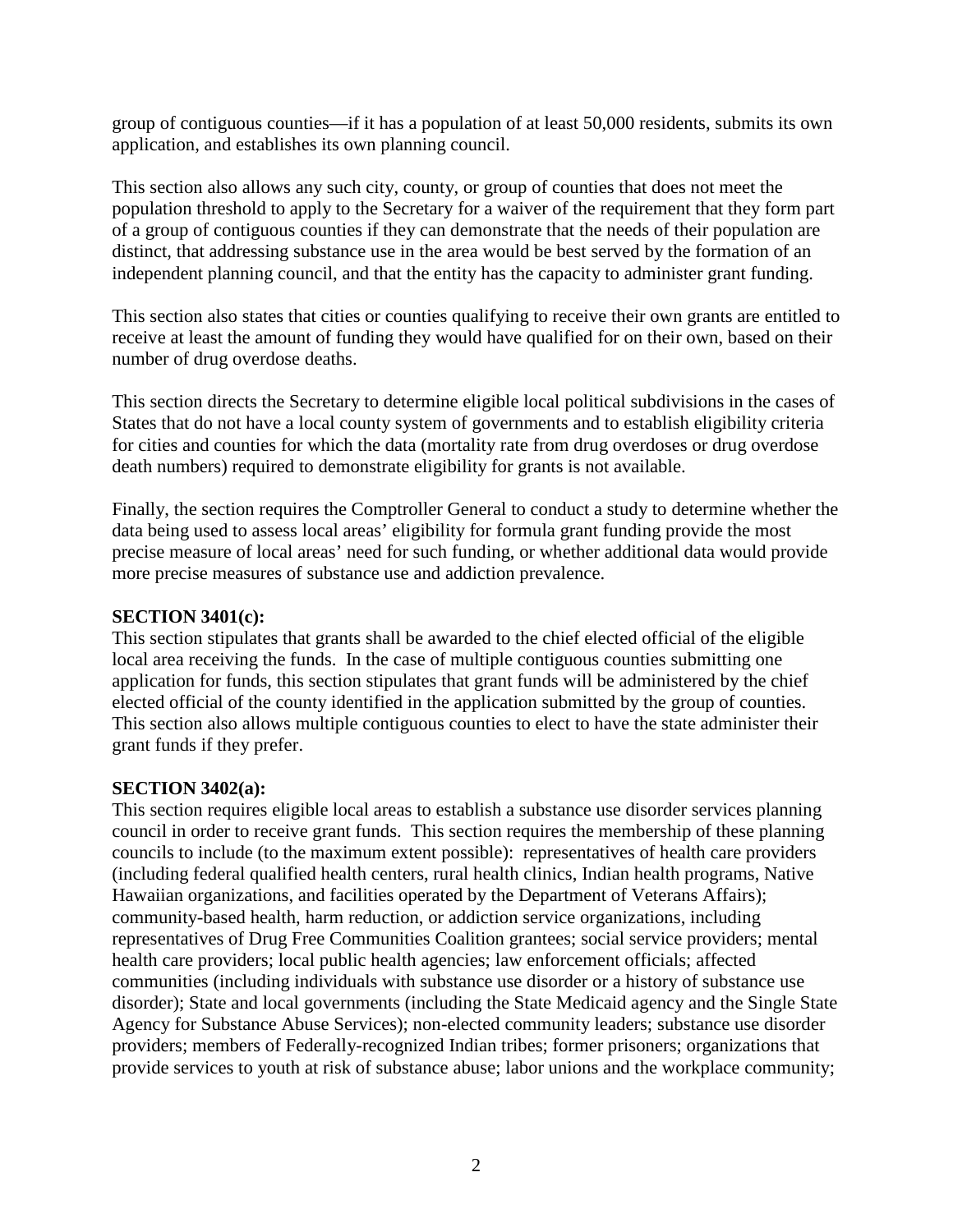group of contiguous counties—if it has a population of at least 50,000 residents, submits its own application, and establishes its own planning council.

This section also allows any such city, county, or group of counties that does not meet the population threshold to apply to the Secretary for a waiver of the requirement that they form part of a group of contiguous counties if they can demonstrate that the needs of their population are distinct, that addressing substance use in the area would be best served by the formation of an independent planning council, and that the entity has the capacity to administer grant funding.

This section also states that cities or counties qualifying to receive their own grants are entitled to receive at least the amount of funding they would have qualified for on their own, based on their number of drug overdose deaths.

This section directs the Secretary to determine eligible local political subdivisions in the cases of States that do not have a local county system of governments and to establish eligibility criteria for cities and counties for which the data (mortality rate from drug overdoses or drug overdose death numbers) required to demonstrate eligibility for grants is not available.

Finally, the section requires the Comptroller General to conduct a study to determine whether the data being used to assess local areas' eligibility for formula grant funding provide the most precise measure of local areas' need for such funding, or whether additional data would provide more precise measures of substance use and addiction prevalence.

**SECTION 3401(c):**
This section stipulates that grants shall be awarded to the chief elected official of the eligible local area receiving the funds. In the case of multiple contiguous counties submitting one application for funds, this section stipulates that grant funds will be administered by the chief elected official of the county identified in the application submitted by the group of counties. This section also allows multiple contiguous counties to elect to have the state administer their grant funds if they prefer.

**SECTION 3402(a):**
This section requires eligible local areas to establish a substance use disorder services planning council in order to receive grant funds. This section requires the membership of these planning councils to include (to the maximum extent possible): representatives of health care providers (including federal qualified health centers, rural health clinics, Indian health programs, Native Hawaiian organizations, and facilities operated by the Department of Veterans Affairs); community-based health, harm reduction, or addiction service organizations, including representatives of Drug Free Communities Coalition grantees; social service providers; mental health care providers; local public health agencies; law enforcement officials; affected communities (including individuals with substance use disorder or a history of substance use disorder); State and local governments (including the State Medicaid agency and the Single State Agency for Substance Abuse Services); non-elected community leaders; substance use disorder providers; members of Federally-recognized Indian tribes; former prisoners; organizations that provide services to youth at risk of substance abuse; labor unions and the workplace community;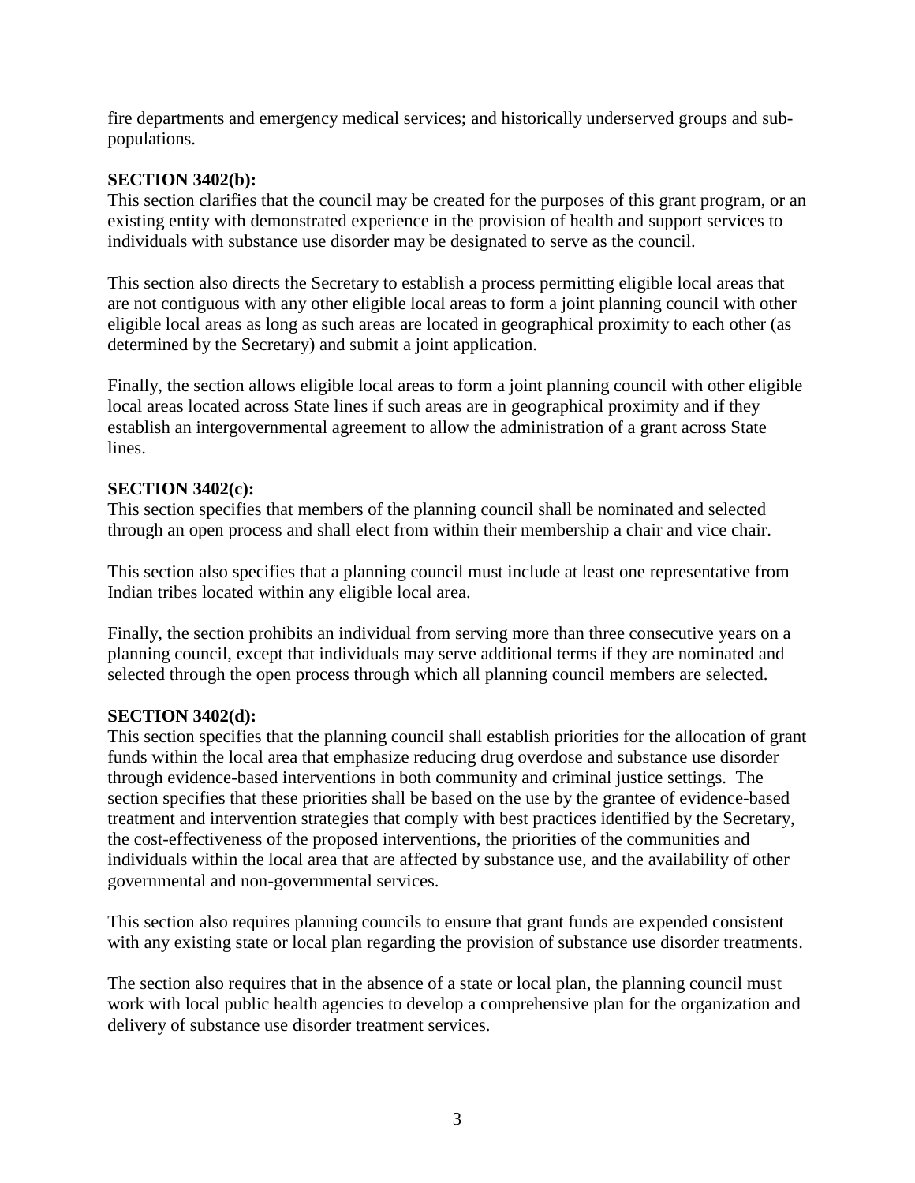fire departments and emergency medical services; and historically underserved groups and sub-populations.

**SECTION 3402(b):**
This section clarifies that the council may be created for the purposes of this grant program, or an existing entity with demonstrated experience in the provision of health and support services to individuals with substance use disorder may be designated to serve as the council.

This section also directs the Secretary to establish a process permitting eligible local areas that are not contiguous with any other eligible local areas to form a joint planning council with other eligible local areas as long as such areas are located in geographical proximity to each other (as determined by the Secretary) and submit a joint application.

Finally, the section allows eligible local areas to form a joint planning council with other eligible local areas located across State lines if such areas are in geographical proximity and if they establish an intergovernmental agreement to allow the administration of a grant across State lines.

**SECTION 3402(c):**
This section specifies that members of the planning council shall be nominated and selected through an open process and shall elect from within their membership a chair and vice chair.

This section also specifies that a planning council must include at least one representative from Indian tribes located within any eligible local area.

Finally, the section prohibits an individual from serving more than three consecutive years on a planning council, except that individuals may serve additional terms if they are nominated and selected through the open process through which all planning council members are selected.

**SECTION 3402(d):**
This section specifies that the planning council shall establish priorities for the allocation of grant funds within the local area that emphasize reducing drug overdose and substance use disorder through evidence-based interventions in both community and criminal justice settings. The section specifies that these priorities shall be based on the use by the grantee of evidence-based treatment and intervention strategies that comply with best practices identified by the Secretary, the cost-effectiveness of the proposed interventions, the priorities of the communities and individuals within the local area that are affected by substance use, and the availability of other governmental and non-governmental services.

This section also requires planning councils to ensure that grant funds are expended consistent with any existing state or local plan regarding the provision of substance use disorder treatments.

The section also requires that in the absence of a state or local plan, the planning council must work with local public health agencies to develop a comprehensive plan for the organization and delivery of substance use disorder treatment services.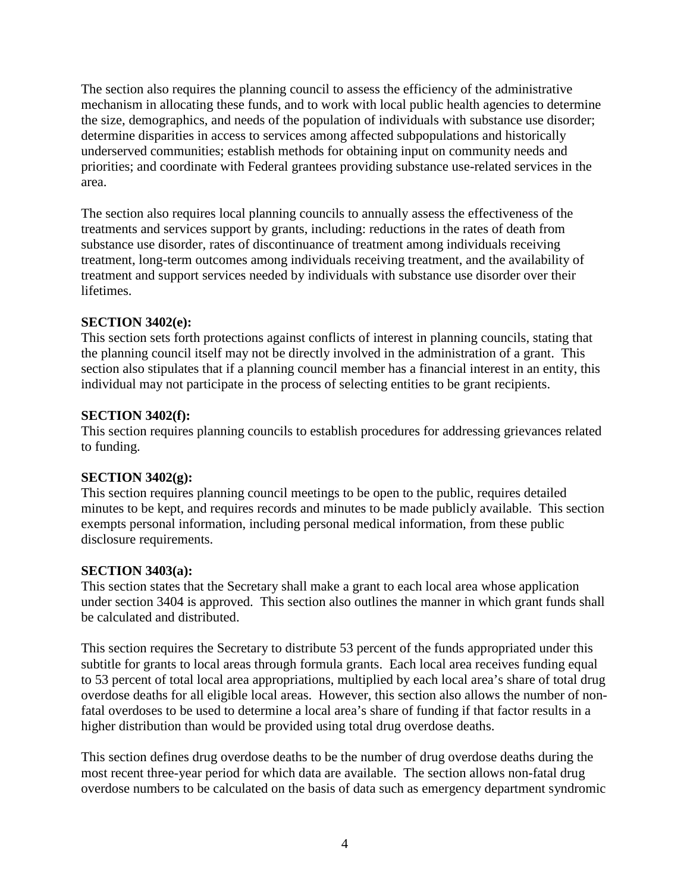The section also requires the planning council to assess the efficiency of the administrative mechanism in allocating these funds, and to work with local public health agencies to determine the size, demographics, and needs of the population of individuals with substance use disorder; determine disparities in access to services among affected subpopulations and historically underserved communities; establish methods for obtaining input on community needs and priorities; and coordinate with Federal grantees providing substance use-related services in the area.

The section also requires local planning councils to annually assess the effectiveness of the treatments and services support by grants, including: reductions in the rates of death from substance use disorder, rates of discontinuance of treatment among individuals receiving treatment, long-term outcomes among individuals receiving treatment, and the availability of treatment and support services needed by individuals with substance use disorder over their lifetimes.

**SECTION 3402(e):**
This section sets forth protections against conflicts of interest in planning councils, stating that the planning council itself may not be directly involved in the administration of a grant. This section also stipulates that if a planning council member has a financial interest in an entity, this individual may not participate in the process of selecting entities to be grant recipients.

**SECTION 3402(f):**
This section requires planning councils to establish procedures for addressing grievances related to funding.

**SECTION 3402(g):**
This section requires planning council meetings to be open to the public, requires detailed minutes to be kept, and requires records and minutes to be made publicly available. This section exempts personal information, including personal medical information, from these public disclosure requirements.

**SECTION 3403(a):**
This section states that the Secretary shall make a grant to each local area whose application under section 3404 is approved. This section also outlines the manner in which grant funds shall be calculated and distributed.

This section requires the Secretary to distribute 53 percent of the funds appropriated under this subtitle for grants to local areas through formula grants. Each local area receives funding equal to 53 percent of total local area appropriations, multiplied by each local area's share of total drug overdose deaths for all eligible local areas. However, this section also allows the number of non-fatal overdoses to be used to determine a local area's share of funding if that factor results in a higher distribution than would be provided using total drug overdose deaths.

This section defines drug overdose deaths to be the number of drug overdose deaths during the most recent three-year period for which data are available. The section allows non-fatal drug overdose numbers to be calculated on the basis of data such as emergency department syndromic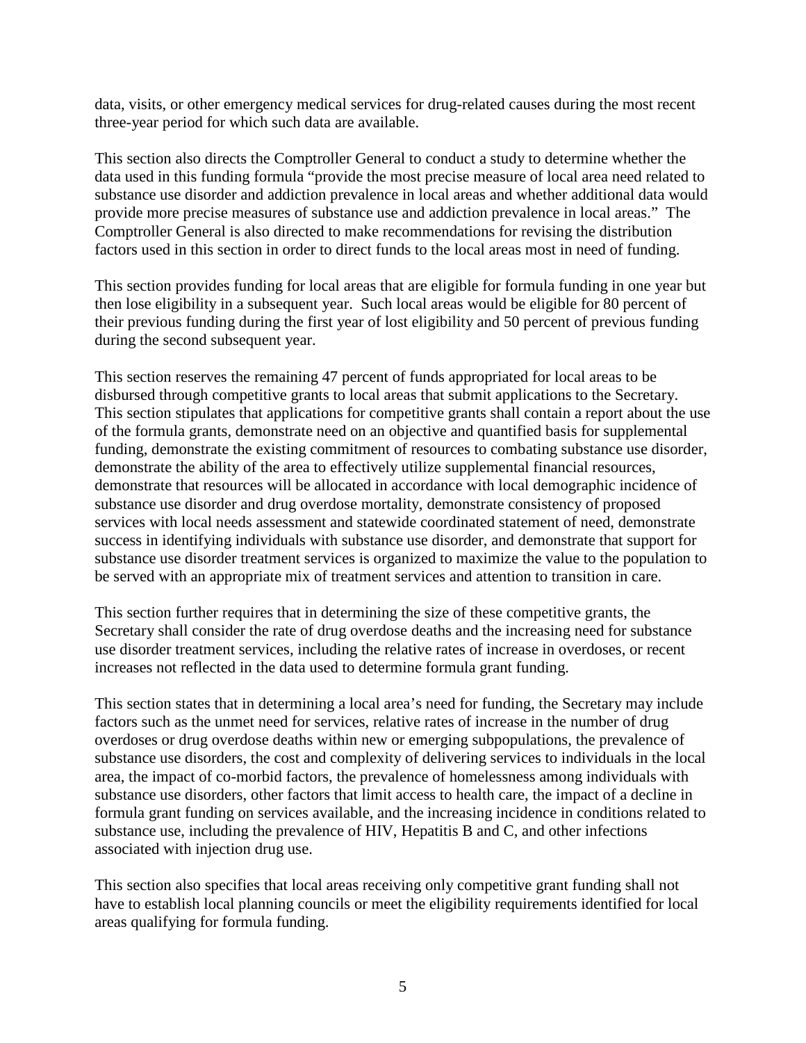data, visits, or other emergency medical services for drug-related causes during the most recent three-year period for which such data are available.

This section also directs the Comptroller General to conduct a study to determine whether the data used in this funding formula "provide the most precise measure of local area need related to substance use disorder and addiction prevalence in local areas and whether additional data would provide more precise measures of substance use and addiction prevalence in local areas." The Comptroller General is also directed to make recommendations for revising the distribution factors used in this section in order to direct funds to the local areas most in need of funding.

This section provides funding for local areas that are eligible for formula funding in one year but then lose eligibility in a subsequent year. Such local areas would be eligible for 80 percent of their previous funding during the first year of lost eligibility and 50 percent of previous funding during the second subsequent year.

This section reserves the remaining 47 percent of funds appropriated for local areas to be disbursed through competitive grants to local areas that submit applications to the Secretary. This section stipulates that applications for competitive grants shall contain a report about the use of the formula grants, demonstrate need on an objective and quantified basis for supplemental funding, demonstrate the existing commitment of resources to combating substance use disorder, demonstrate the ability of the area to effectively utilize supplemental financial resources, demonstrate that resources will be allocated in accordance with local demographic incidence of substance use disorder and drug overdose mortality, demonstrate consistency of proposed services with local needs assessment and statewide coordinated statement of need, demonstrate success in identifying individuals with substance use disorder, and demonstrate that support for substance use disorder treatment services is organized to maximize the value to the population to be served with an appropriate mix of treatment services and attention to transition in care.

This section further requires that in determining the size of these competitive grants, the Secretary shall consider the rate of drug overdose deaths and the increasing need for substance use disorder treatment services, including the relative rates of increase in overdoses, or recent increases not reflected in the data used to determine formula grant funding.

This section states that in determining a local area's need for funding, the Secretary may include factors such as the unmet need for services, relative rates of increase in the number of drug overdoses or drug overdose deaths within new or emerging subpopulations, the prevalence of substance use disorders, the cost and complexity of delivering services to individuals in the local area, the impact of co-morbid factors, the prevalence of homelessness among individuals with substance use disorders, other factors that limit access to health care, the impact of a decline in formula grant funding on services available, and the increasing incidence in conditions related to substance use, including the prevalence of HIV, Hepatitis B and C, and other infections associated with injection drug use.

This section also specifies that local areas receiving only competitive grant funding shall not have to establish local planning councils or meet the eligibility requirements identified for local areas qualifying for formula funding.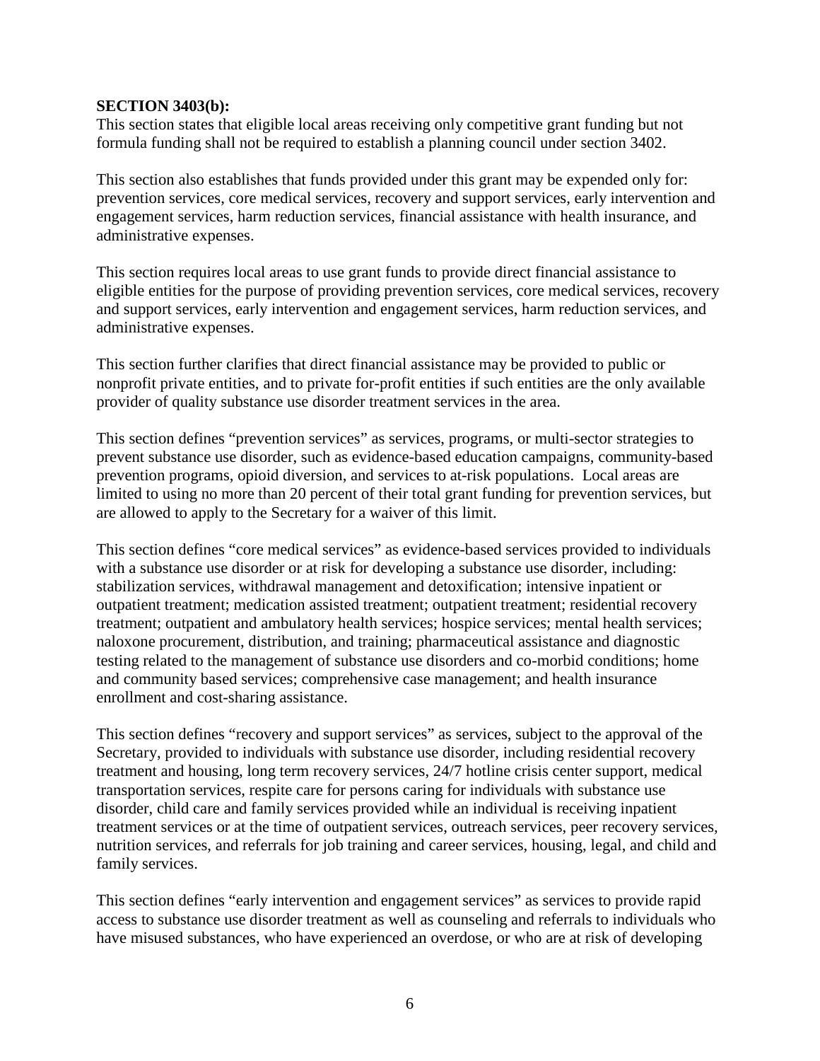**SECTION 3403(b):**
This section states that eligible local areas receiving only competitive grant funding but not formula funding shall not be required to establish a planning council under section 3402.

This section also establishes that funds provided under this grant may be expended only for: prevention services, core medical services, recovery and support services, early intervention and engagement services, harm reduction services, financial assistance with health insurance, and administrative expenses.

This section requires local areas to use grant funds to provide direct financial assistance to eligible entities for the purpose of providing prevention services, core medical services, recovery and support services, early intervention and engagement services, harm reduction services, and administrative expenses.

This section further clarifies that direct financial assistance may be provided to public or nonprofit private entities, and to private for-profit entities if such entities are the only available provider of quality substance use disorder treatment services in the area.

This section defines "prevention services" as services, programs, or multi-sector strategies to prevent substance use disorder, such as evidence-based education campaigns, community-based prevention programs, opioid diversion, and services to at-risk populations. Local areas are limited to using no more than 20 percent of their total grant funding for prevention services, but are allowed to apply to the Secretary for a waiver of this limit.

This section defines "core medical services" as evidence-based services provided to individuals with a substance use disorder or at risk for developing a substance use disorder, including: stabilization services, withdrawal management and detoxification; intensive inpatient or outpatient treatment; medication assisted treatment; outpatient treatment; residential recovery treatment; outpatient and ambulatory health services; hospice services; mental health services; naloxone procurement, distribution, and training; pharmaceutical assistance and diagnostic testing related to the management of substance use disorders and co-morbid conditions; home and community based services; comprehensive case management; and health insurance enrollment and cost-sharing assistance.

This section defines "recovery and support services" as services, subject to the approval of the Secretary, provided to individuals with substance use disorder, including residential recovery treatment and housing, long term recovery services, 24/7 hotline crisis center support, medical transportation services, respite care for persons caring for individuals with substance use disorder, child care and family services provided while an individual is receiving inpatient treatment services or at the time of outpatient services, outreach services, peer recovery services, nutrition services, and referrals for job training and career services, housing, legal, and child and family services.

This section defines "early intervention and engagement services" as services to provide rapid access to substance use disorder treatment as well as counseling and referrals to individuals who have misused substances, who have experienced an overdose, or who are at risk of developing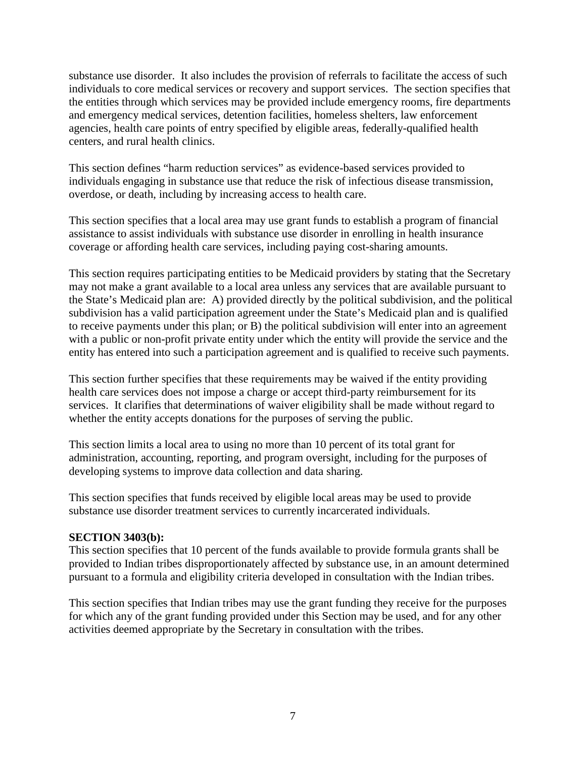substance use disorder. It also includes the provision of referrals to facilitate the access of such individuals to core medical services or recovery and support services. The section specifies that the entities through which services may be provided include emergency rooms, fire departments and emergency medical services, detention facilities, homeless shelters, law enforcement agencies, health care points of entry specified by eligible areas, federally-qualified health centers, and rural health clinics.

This section defines "harm reduction services" as evidence-based services provided to individuals engaging in substance use that reduce the risk of infectious disease transmission, overdose, or death, including by increasing access to health care.

This section specifies that a local area may use grant funds to establish a program of financial assistance to assist individuals with substance use disorder in enrolling in health insurance coverage or affording health care services, including paying cost-sharing amounts.

This section requires participating entities to be Medicaid providers by stating that the Secretary may not make a grant available to a local area unless any services that are available pursuant to the State's Medicaid plan are: A) provided directly by the political subdivision, and the political subdivision has a valid participation agreement under the State's Medicaid plan and is qualified to receive payments under this plan; or B) the political subdivision will enter into an agreement with a public or non-profit private entity under which the entity will provide the service and the entity has entered into such a participation agreement and is qualified to receive such payments.

This section further specifies that these requirements may be waived if the entity providing health care services does not impose a charge or accept third-party reimbursement for its services. It clarifies that determinations of waiver eligibility shall be made without regard to whether the entity accepts donations for the purposes of serving the public.

This section limits a local area to using no more than 10 percent of its total grant for administration, accounting, reporting, and program oversight, including for the purposes of developing systems to improve data collection and data sharing.

This section specifies that funds received by eligible local areas may be used to provide substance use disorder treatment services to currently incarcerated individuals.

**SECTION 3403(b):**
This section specifies that 10 percent of the funds available to provide formula grants shall be provided to Indian tribes disproportionately affected by substance use, in an amount determined pursuant to a formula and eligibility criteria developed in consultation with the Indian tribes.

This section specifies that Indian tribes may use the grant funding they receive for the purposes for which any of the grant funding provided under this Section may be used, and for any other activities deemed appropriate by the Secretary in consultation with the tribes.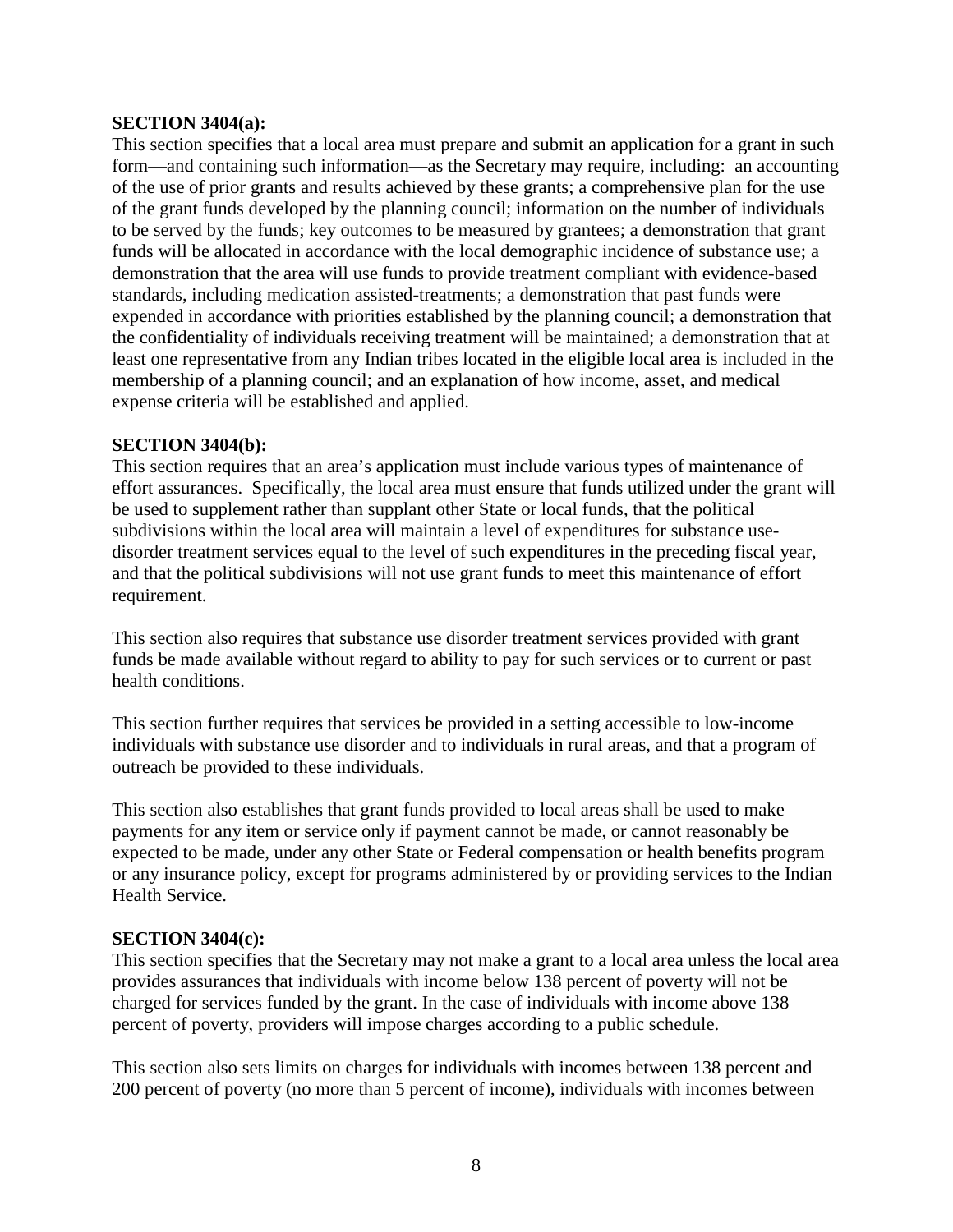**SECTION 3404(a):**

This section specifies that a local area must prepare and submit an application for a grant in such form—and containing such information—as the Secretary may require, including: an accounting of the use of prior grants and results achieved by these grants; a comprehensive plan for the use of the grant funds developed by the planning council; information on the number of individuals to be served by the funds; key outcomes to be measured by grantees; a demonstration that grant funds will be allocated in accordance with the local demographic incidence of substance use; a demonstration that the area will use funds to provide treatment compliant with evidence-based standards, including medication assisted-treatments; a demonstration that past funds were expended in accordance with priorities established by the planning council; a demonstration that the confidentiality of individuals receiving treatment will be maintained; a demonstration that at least one representative from any Indian tribes located in the eligible local area is included in the membership of a planning council; and an explanation of how income, asset, and medical expense criteria will be established and applied.

**SECTION 3404(b):**

This section requires that an area's application must include various types of maintenance of effort assurances. Specifically, the local area must ensure that funds utilized under the grant will be used to supplement rather than supplant other State or local funds, that the political subdivisions within the local area will maintain a level of expenditures for substance use-disorder treatment services equal to the level of such expenditures in the preceding fiscal year, and that the political subdivisions will not use grant funds to meet this maintenance of effort requirement.

This section also requires that substance use disorder treatment services provided with grant funds be made available without regard to ability to pay for such services or to current or past health conditions.

This section further requires that services be provided in a setting accessible to low-income individuals with substance use disorder and to individuals in rural areas, and that a program of outreach be provided to these individuals.

This section also establishes that grant funds provided to local areas shall be used to make payments for any item or service only if payment cannot be made, or cannot reasonably be expected to be made, under any other State or Federal compensation or health benefits program or any insurance policy, except for programs administered by or providing services to the Indian Health Service.

**SECTION 3404(c):**

This section specifies that the Secretary may not make a grant to a local area unless the local area provides assurances that individuals with income below 138 percent of poverty will not be charged for services funded by the grant. In the case of individuals with income above 138 percent of poverty, providers will impose charges according to a public schedule.

This section also sets limits on charges for individuals with incomes between 138 percent and 200 percent of poverty (no more than 5 percent of income), individuals with incomes between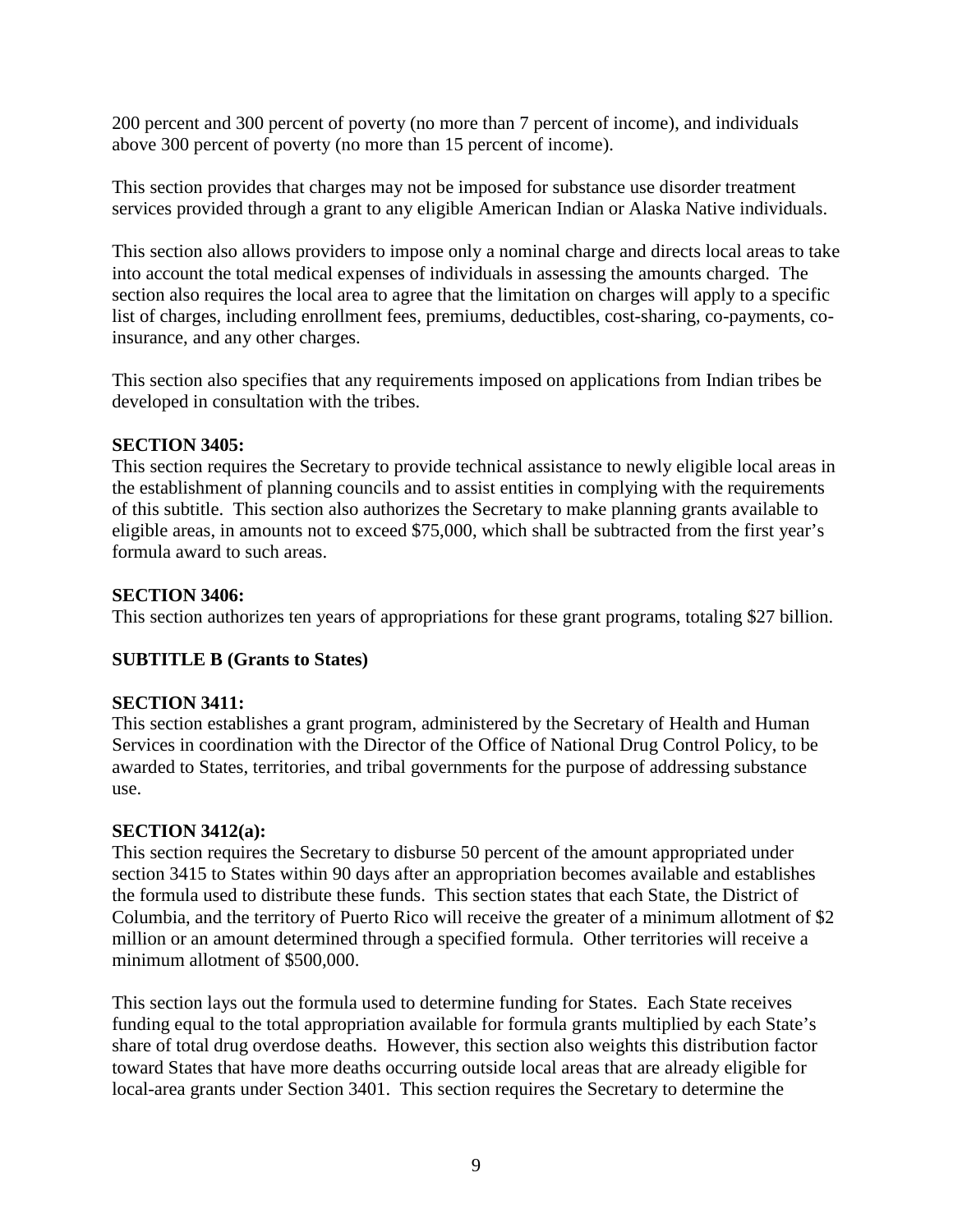200 percent and 300 percent of poverty (no more than 7 percent of income), and individuals above 300 percent of poverty (no more than 15 percent of income).

This section provides that charges may not be imposed for substance use disorder treatment services provided through a grant to any eligible American Indian or Alaska Native individuals.

This section also allows providers to impose only a nominal charge and directs local areas to take into account the total medical expenses of individuals in assessing the amounts charged. The section also requires the local area to agree that the limitation on charges will apply to a specific list of charges, including enrollment fees, premiums, deductibles, cost-sharing, co-payments, co-insurance, and any other charges.

This section also specifies that any requirements imposed on applications from Indian tribes be developed in consultation with the tribes.

**SECTION 3405:**
This section requires the Secretary to provide technical assistance to newly eligible local areas in the establishment of planning councils and to assist entities in complying with the requirements of this subtitle. This section also authorizes the Secretary to make planning grants available to eligible areas, in amounts not to exceed $75,000, which shall be subtracted from the first year's formula award to such areas.

**SECTION 3406:**
This section authorizes ten years of appropriations for these grant programs, totaling $27 billion.

**SUBTITLE B (Grants to States)**

**SECTION 3411:**
This section establishes a grant program, administered by the Secretary of Health and Human Services in coordination with the Director of the Office of National Drug Control Policy, to be awarded to States, territories, and tribal governments for the purpose of addressing substance use.

**SECTION 3412(a):**
This section requires the Secretary to disburse 50 percent of the amount appropriated under section 3415 to States within 90 days after an appropriation becomes available and establishes the formula used to distribute these funds. This section states that each State, the District of Columbia, and the territory of Puerto Rico will receive the greater of a minimum allotment of $2 million or an amount determined through a specified formula. Other territories will receive a minimum allotment of $500,000.

This section lays out the formula used to determine funding for States. Each State receives funding equal to the total appropriation available for formula grants multiplied by each State's share of total drug overdose deaths. However, this section also weights this distribution factor toward States that have more deaths occurring outside local areas that are already eligible for local-area grants under Section 3401. This section requires the Secretary to determine the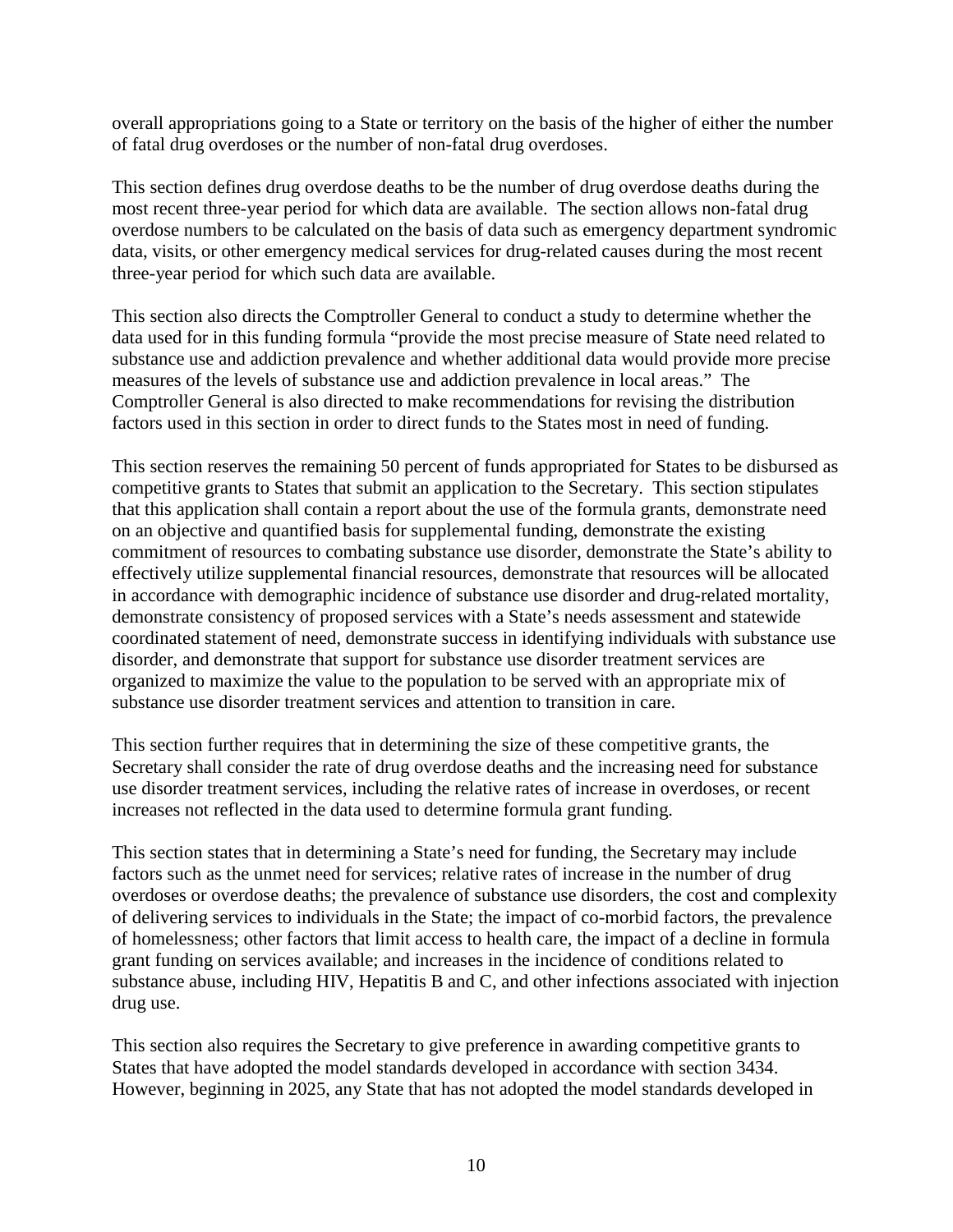overall appropriations going to a State or territory on the basis of the higher of either the number of fatal drug overdoses or the number of non-fatal drug overdoses.

This section defines drug overdose deaths to be the number of drug overdose deaths during the most recent three-year period for which data are available. The section allows non-fatal drug overdose numbers to be calculated on the basis of data such as emergency department syndromic data, visits, or other emergency medical services for drug-related causes during the most recent three-year period for which such data are available.

This section also directs the Comptroller General to conduct a study to determine whether the data used for in this funding formula "provide the most precise measure of State need related to substance use and addiction prevalence and whether additional data would provide more precise measures of the levels of substance use and addiction prevalence in local areas." The Comptroller General is also directed to make recommendations for revising the distribution factors used in this section in order to direct funds to the States most in need of funding.

This section reserves the remaining 50 percent of funds appropriated for States to be disbursed as competitive grants to States that submit an application to the Secretary. This section stipulates that this application shall contain a report about the use of the formula grants, demonstrate need on an objective and quantified basis for supplemental funding, demonstrate the existing commitment of resources to combating substance use disorder, demonstrate the State's ability to effectively utilize supplemental financial resources, demonstrate that resources will be allocated in accordance with demographic incidence of substance use disorder and drug-related mortality, demonstrate consistency of proposed services with a State's needs assessment and statewide coordinated statement of need, demonstrate success in identifying individuals with substance use disorder, and demonstrate that support for substance use disorder treatment services are organized to maximize the value to the population to be served with an appropriate mix of substance use disorder treatment services and attention to transition in care.

This section further requires that in determining the size of these competitive grants, the Secretary shall consider the rate of drug overdose deaths and the increasing need for substance use disorder treatment services, including the relative rates of increase in overdoses, or recent increases not reflected in the data used to determine formula grant funding.

This section states that in determining a State's need for funding, the Secretary may include factors such as the unmet need for services; relative rates of increase in the number of drug overdoses or overdose deaths; the prevalence of substance use disorders, the cost and complexity of delivering services to individuals in the State; the impact of co-morbid factors, the prevalence of homelessness; other factors that limit access to health care, the impact of a decline in formula grant funding on services available; and increases in the incidence of conditions related to substance abuse, including HIV, Hepatitis B and C, and other infections associated with injection drug use.

This section also requires the Secretary to give preference in awarding competitive grants to States that have adopted the model standards developed in accordance with section 3434. However, beginning in 2025, any State that has not adopted the model standards developed in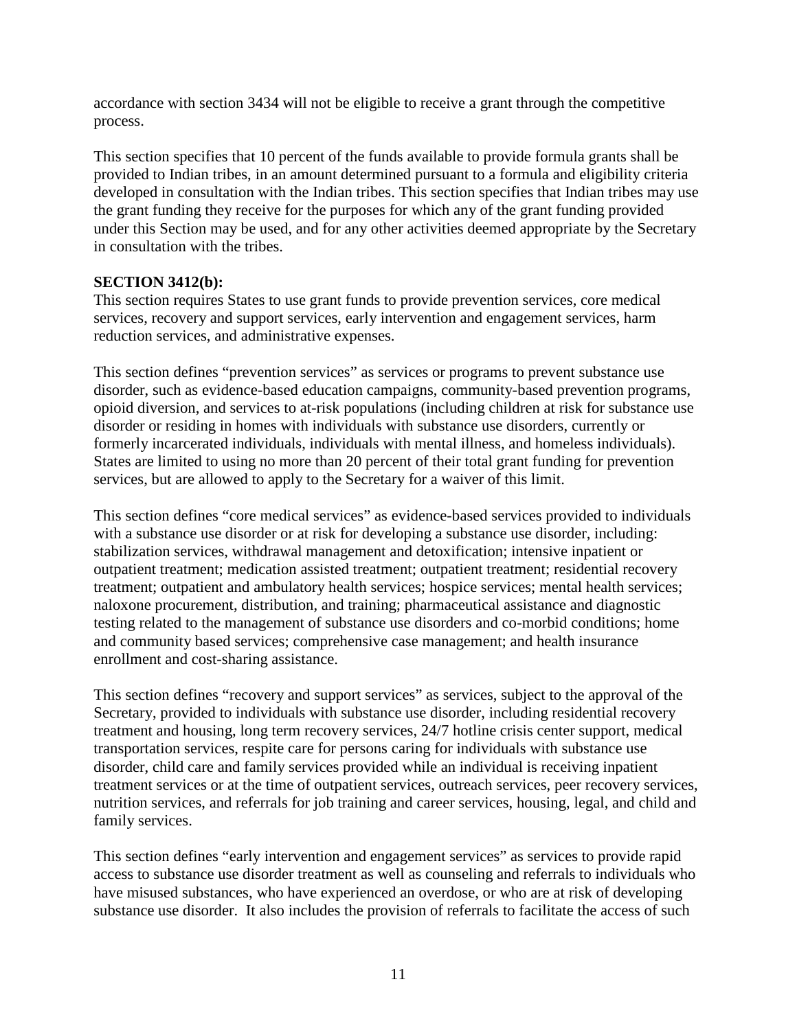accordance with section 3434 will not be eligible to receive a grant through the competitive process.

This section specifies that 10 percent of the funds available to provide formula grants shall be provided to Indian tribes, in an amount determined pursuant to a formula and eligibility criteria developed in consultation with the Indian tribes. This section specifies that Indian tribes may use the grant funding they receive for the purposes for which any of the grant funding provided under this Section may be used, and for any other activities deemed appropriate by the Secretary in consultation with the tribes.

**SECTION 3412(b):**

This section requires States to use grant funds to provide prevention services, core medical services, recovery and support services, early intervention and engagement services, harm reduction services, and administrative expenses.

This section defines "prevention services" as services or programs to prevent substance use disorder, such as evidence-based education campaigns, community-based prevention programs, opioid diversion, and services to at-risk populations (including children at risk for substance use disorder or residing in homes with individuals with substance use disorders, currently or formerly incarcerated individuals, individuals with mental illness, and homeless individuals). States are limited to using no more than 20 percent of their total grant funding for prevention services, but are allowed to apply to the Secretary for a waiver of this limit.

This section defines "core medical services" as evidence-based services provided to individuals with a substance use disorder or at risk for developing a substance use disorder, including: stabilization services, withdrawal management and detoxification; intensive inpatient or outpatient treatment; medication assisted treatment; outpatient treatment; residential recovery treatment; outpatient and ambulatory health services; hospice services; mental health services; naloxone procurement, distribution, and training; pharmaceutical assistance and diagnostic testing related to the management of substance use disorders and co-morbid conditions; home and community based services; comprehensive case management; and health insurance enrollment and cost-sharing assistance.

This section defines "recovery and support services" as services, subject to the approval of the Secretary, provided to individuals with substance use disorder, including residential recovery treatment and housing, long term recovery services, 24/7 hotline crisis center support, medical transportation services, respite care for persons caring for individuals with substance use disorder, child care and family services provided while an individual is receiving inpatient treatment services or at the time of outpatient services, outreach services, peer recovery services, nutrition services, and referrals for job training and career services, housing, legal, and child and family services.

This section defines "early intervention and engagement services" as services to provide rapid access to substance use disorder treatment as well as counseling and referrals to individuals who have misused substances, who have experienced an overdose, or who are at risk of developing substance use disorder. It also includes the provision of referrals to facilitate the access of such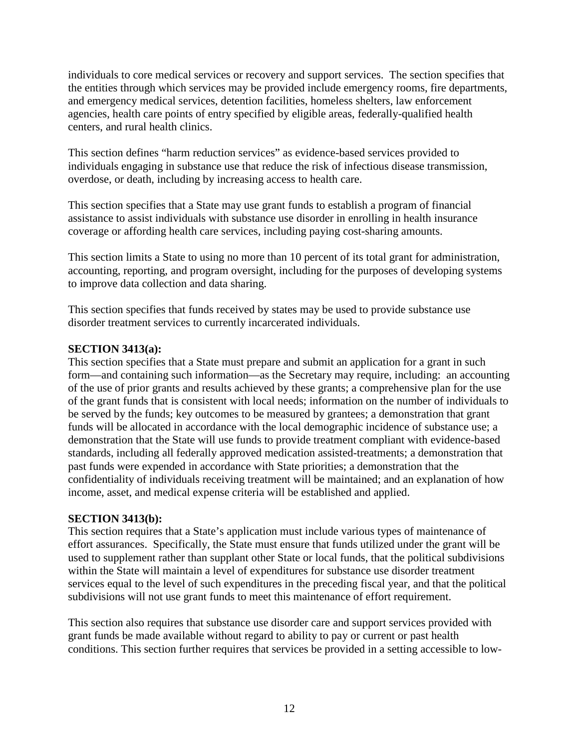individuals to core medical services or recovery and support services. The section specifies that the entities through which services may be provided include emergency rooms, fire departments, and emergency medical services, detention facilities, homeless shelters, law enforcement agencies, health care points of entry specified by eligible areas, federally-qualified health centers, and rural health clinics.

This section defines "harm reduction services" as evidence-based services provided to individuals engaging in substance use that reduce the risk of infectious disease transmission, overdose, or death, including by increasing access to health care.

This section specifies that a State may use grant funds to establish a program of financial assistance to assist individuals with substance use disorder in enrolling in health insurance coverage or affording health care services, including paying cost-sharing amounts.

This section limits a State to using no more than 10 percent of its total grant for administration, accounting, reporting, and program oversight, including for the purposes of developing systems to improve data collection and data sharing.

This section specifies that funds received by states may be used to provide substance use disorder treatment services to currently incarcerated individuals.

**SECTION 3413(a):**
This section specifies that a State must prepare and submit an application for a grant in such form—and containing such information—as the Secretary may require, including: an accounting of the use of prior grants and results achieved by these grants; a comprehensive plan for the use of the grant funds that is consistent with local needs; information on the number of individuals to be served by the funds; key outcomes to be measured by grantees; a demonstration that grant funds will be allocated in accordance with the local demographic incidence of substance use; a demonstration that the State will use funds to provide treatment compliant with evidence-based standards, including all federally approved medication assisted-treatments; a demonstration that past funds were expended in accordance with State priorities; a demonstration that the confidentiality of individuals receiving treatment will be maintained; and an explanation of how income, asset, and medical expense criteria will be established and applied.

**SECTION 3413(b):**
This section requires that a State's application must include various types of maintenance of effort assurances. Specifically, the State must ensure that funds utilized under the grant will be used to supplement rather than supplant other State or local funds, that the political subdivisions within the State will maintain a level of expenditures for substance use disorder treatment services equal to the level of such expenditures in the preceding fiscal year, and that the political subdivisions will not use grant funds to meet this maintenance of effort requirement.

This section also requires that substance use disorder care and support services provided with grant funds be made available without regard to ability to pay or current or past health conditions. This section further requires that services be provided in a setting accessible to low-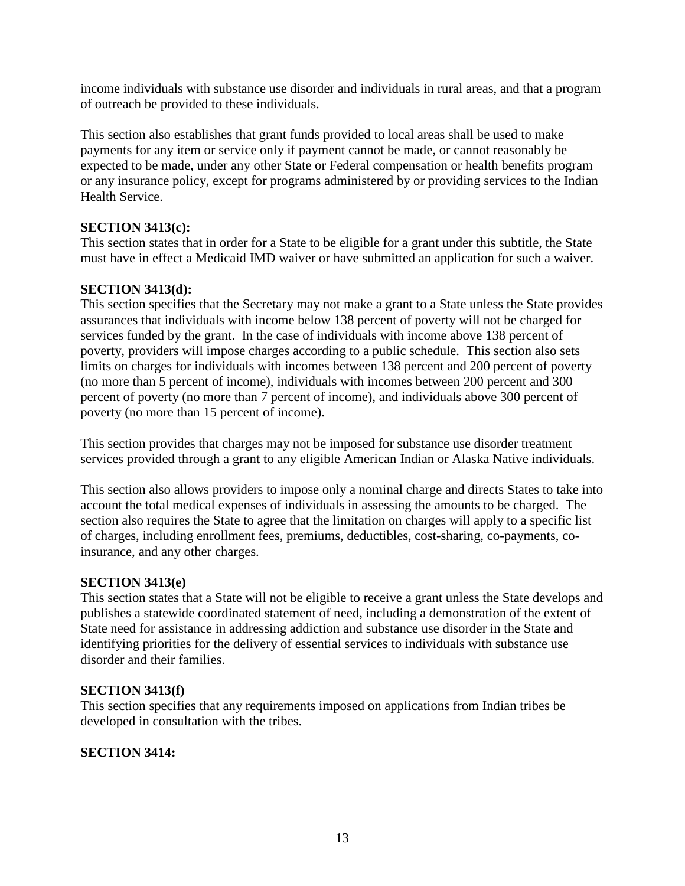income individuals with substance use disorder and individuals in rural areas, and that a program of outreach be provided to these individuals.

This section also establishes that grant funds provided to local areas shall be used to make payments for any item or service only if payment cannot be made, or cannot reasonably be expected to be made, under any other State or Federal compensation or health benefits program or any insurance policy, except for programs administered by or providing services to the Indian Health Service.

**SECTION 3413(c):**
This section states that in order for a State to be eligible for a grant under this subtitle, the State must have in effect a Medicaid IMD waiver or have submitted an application for such a waiver.

**SECTION 3413(d):**
This section specifies that the Secretary may not make a grant to a State unless the State provides assurances that individuals with income below 138 percent of poverty will not be charged for services funded by the grant. In the case of individuals with income above 138 percent of poverty, providers will impose charges according to a public schedule. This section also sets limits on charges for individuals with incomes between 138 percent and 200 percent of poverty (no more than 5 percent of income), individuals with incomes between 200 percent and 300 percent of poverty (no more than 7 percent of income), and individuals above 300 percent of poverty (no more than 15 percent of income).

This section provides that charges may not be imposed for substance use disorder treatment services provided through a grant to any eligible American Indian or Alaska Native individuals.

This section also allows providers to impose only a nominal charge and directs States to take into account the total medical expenses of individuals in assessing the amounts to be charged. The section also requires the State to agree that the limitation on charges will apply to a specific list of charges, including enrollment fees, premiums, deductibles, cost-sharing, co-payments, co-insurance, and any other charges.

**SECTION 3413(e)**
This section states that a State will not be eligible to receive a grant unless the State develops and publishes a statewide coordinated statement of need, including a demonstration of the extent of State need for assistance in addressing addiction and substance use disorder in the State and identifying priorities for the delivery of essential services to individuals with substance use disorder and their families.

**SECTION 3413(f)**
This section specifies that any requirements imposed on applications from Indian tribes be developed in consultation with the tribes.

**SECTION 3414:**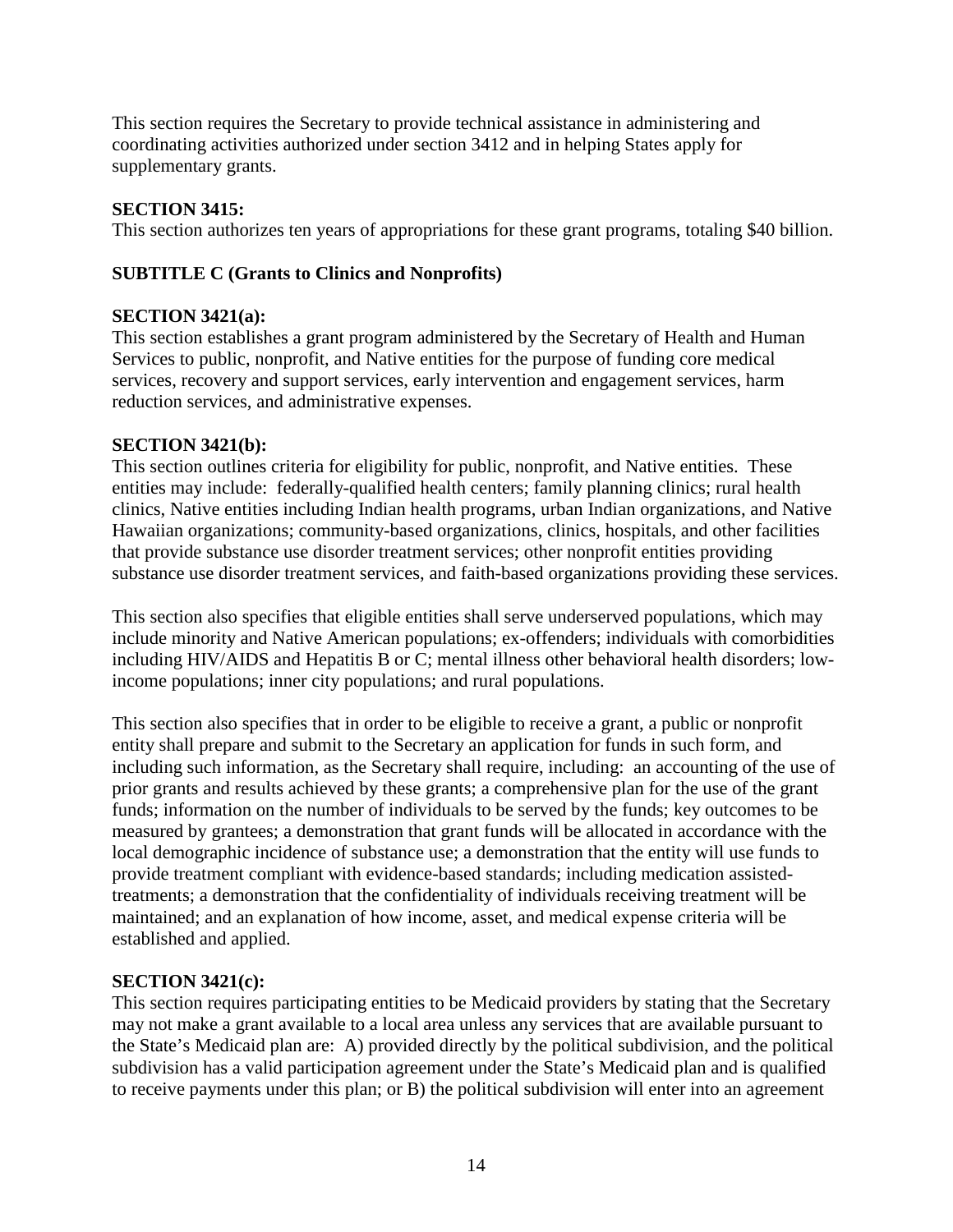This section requires the Secretary to provide technical assistance in administering and coordinating activities authorized under section 3412 and in helping States apply for supplementary grants.

**SECTION 3415:**
This section authorizes ten years of appropriations for these grant programs, totaling $40 billion.

**SUBTITLE C (Grants to Clinics and Nonprofits)**

**SECTION 3421(a):**
This section establishes a grant program administered by the Secretary of Health and Human Services to public, nonprofit, and Native entities for the purpose of funding core medical services, recovery and support services, early intervention and engagement services, harm reduction services, and administrative expenses.

**SECTION 3421(b):**
This section outlines criteria for eligibility for public, nonprofit, and Native entities. These entities may include: federally-qualified health centers; family planning clinics; rural health clinics, Native entities including Indian health programs, urban Indian organizations, and Native Hawaiian organizations; community-based organizations, clinics, hospitals, and other facilities that provide substance use disorder treatment services; other nonprofit entities providing substance use disorder treatment services, and faith-based organizations providing these services.

This section also specifies that eligible entities shall serve underserved populations, which may include minority and Native American populations; ex-offenders; individuals with comorbidities including HIV/AIDS and Hepatitis B or C; mental illness other behavioral health disorders; low-income populations; inner city populations; and rural populations.

This section also specifies that in order to be eligible to receive a grant, a public or nonprofit entity shall prepare and submit to the Secretary an application for funds in such form, and including such information, as the Secretary shall require, including: an accounting of the use of prior grants and results achieved by these grants; a comprehensive plan for the use of the grant funds; information on the number of individuals to be served by the funds; key outcomes to be measured by grantees; a demonstration that grant funds will be allocated in accordance with the local demographic incidence of substance use; a demonstration that the entity will use funds to provide treatment compliant with evidence-based standards; including medication assisted-treatments; a demonstration that the confidentiality of individuals receiving treatment will be maintained; and an explanation of how income, asset, and medical expense criteria will be established and applied.

**SECTION 3421(c):**
This section requires participating entities to be Medicaid providers by stating that the Secretary may not make a grant available to a local area unless any services that are available pursuant to the State's Medicaid plan are: A) provided directly by the political subdivision, and the political subdivision has a valid participation agreement under the State's Medicaid plan and is qualified to receive payments under this plan; or B) the political subdivision will enter into an agreement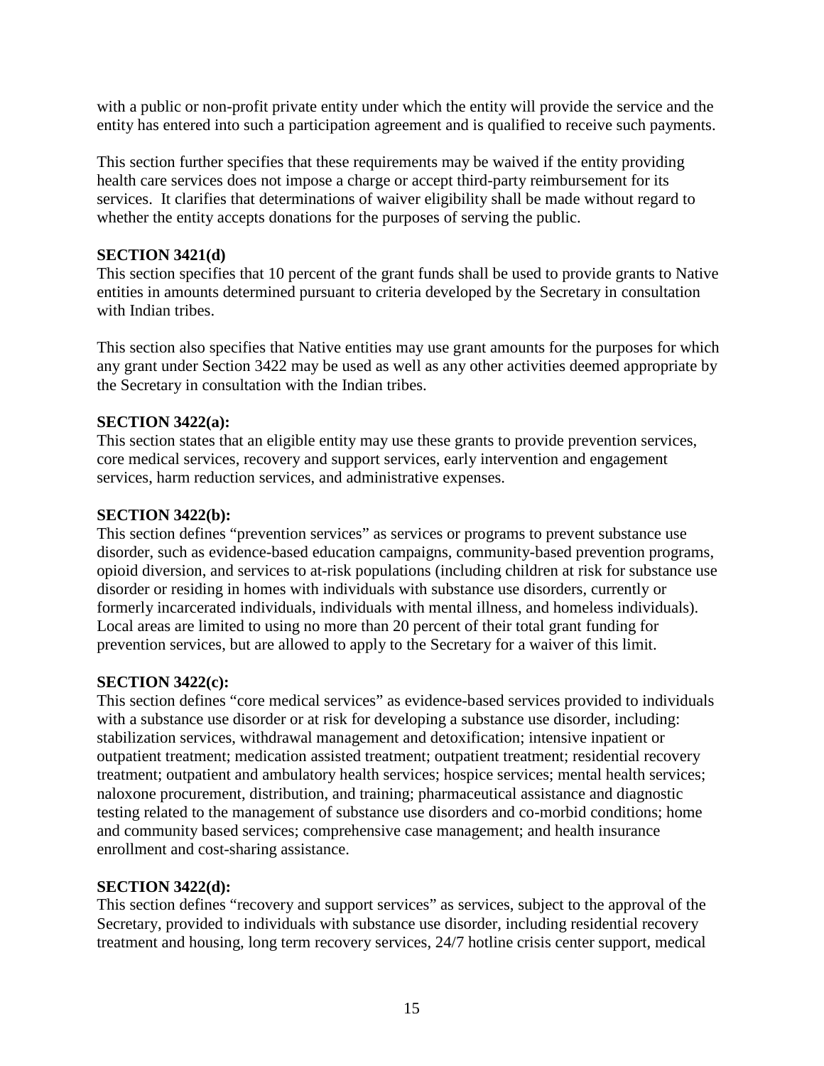with a public or non-profit private entity under which the entity will provide the service and the entity has entered into such a participation agreement and is qualified to receive such payments.

This section further specifies that these requirements may be waived if the entity providing health care services does not impose a charge or accept third-party reimbursement for its services. It clarifies that determinations of waiver eligibility shall be made without regard to whether the entity accepts donations for the purposes of serving the public.

**SECTION 3421(d)**
This section specifies that 10 percent of the grant funds shall be used to provide grants to Native entities in amounts determined pursuant to criteria developed by the Secretary in consultation with Indian tribes.

This section also specifies that Native entities may use grant amounts for the purposes for which any grant under Section 3422 may be used as well as any other activities deemed appropriate by the Secretary in consultation with the Indian tribes.

**SECTION 3422(a):**
This section states that an eligible entity may use these grants to provide prevention services, core medical services, recovery and support services, early intervention and engagement services, harm reduction services, and administrative expenses.

**SECTION 3422(b):**
This section defines "prevention services" as services or programs to prevent substance use disorder, such as evidence-based education campaigns, community-based prevention programs, opioid diversion, and services to at-risk populations (including children at risk for substance use disorder or residing in homes with individuals with substance use disorders, currently or formerly incarcerated individuals, individuals with mental illness, and homeless individuals). Local areas are limited to using no more than 20 percent of their total grant funding for prevention services, but are allowed to apply to the Secretary for a waiver of this limit.

**SECTION 3422(c):**
This section defines "core medical services" as evidence-based services provided to individuals with a substance use disorder or at risk for developing a substance use disorder, including: stabilization services, withdrawal management and detoxification; intensive inpatient or outpatient treatment; medication assisted treatment; outpatient treatment; residential recovery treatment; outpatient and ambulatory health services; hospice services; mental health services; naloxone procurement, distribution, and training; pharmaceutical assistance and diagnostic testing related to the management of substance use disorders and co-morbid conditions; home and community based services; comprehensive case management; and health insurance enrollment and cost-sharing assistance.

**SECTION 3422(d):**
This section defines "recovery and support services" as services, subject to the approval of the Secretary, provided to individuals with substance use disorder, including residential recovery treatment and housing, long term recovery services, 24/7 hotline crisis center support, medical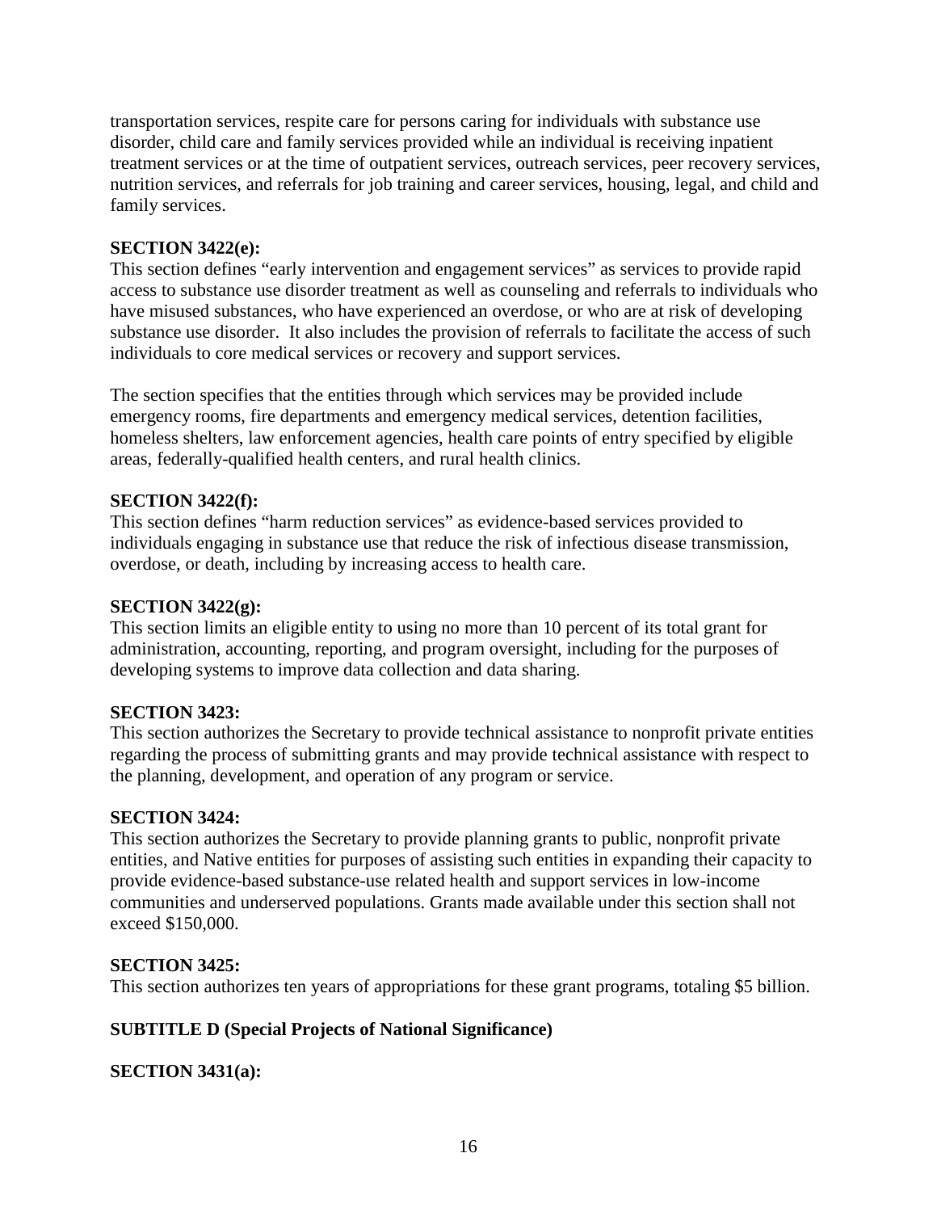transportation services, respite care for persons caring for individuals with substance use disorder, child care and family services provided while an individual is receiving inpatient treatment services or at the time of outpatient services, outreach services, peer recovery services, nutrition services, and referrals for job training and career services, housing, legal, and child and family services.

**SECTION 3422(e):**

This section defines "early intervention and engagement services" as services to provide rapid access to substance use disorder treatment as well as counseling and referrals to individuals who have misused substances, who have experienced an overdose, or who are at risk of developing substance use disorder. It also includes the provision of referrals to facilitate the access of such individuals to core medical services or recovery and support services.

The section specifies that the entities through which services may be provided include emergency rooms, fire departments and emergency medical services, detention facilities, homeless shelters, law enforcement agencies, health care points of entry specified by eligible areas, federally-qualified health centers, and rural health clinics.

**SECTION 3422(f):**

This section defines "harm reduction services" as evidence-based services provided to individuals engaging in substance use that reduce the risk of infectious disease transmission, overdose, or death, including by increasing access to health care.

**SECTION 3422(g):**

This section limits an eligible entity to using no more than 10 percent of its total grant for administration, accounting, reporting, and program oversight, including for the purposes of developing systems to improve data collection and data sharing.

**SECTION 3423:**

This section authorizes the Secretary to provide technical assistance to nonprofit private entities regarding the process of submitting grants and may provide technical assistance with respect to the planning, development, and operation of any program or service.

**SECTION 3424:**

This section authorizes the Secretary to provide planning grants to public, nonprofit private entities, and Native entities for purposes of assisting such entities in expanding their capacity to provide evidence-based substance-use related health and support services in low-income communities and underserved populations. Grants made available under this section shall not exceed $150,000.

**SECTION 3425:**

This section authorizes ten years of appropriations for these grant programs, totaling $5 billion.

**SUBTITLE D (Special Projects of National Significance)**

**SECTION 3431(a):**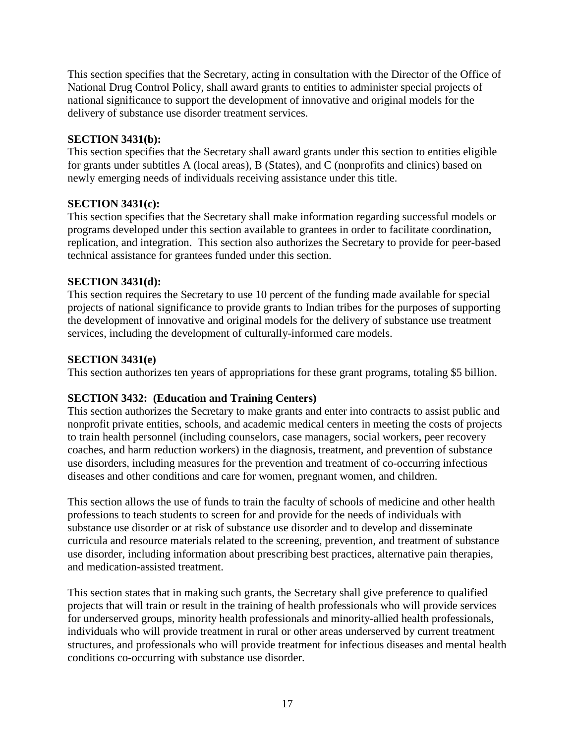This section specifies that the Secretary, acting in consultation with the Director of the Office of National Drug Control Policy, shall award grants to entities to administer special projects of national significance to support the development of innovative and original models for the delivery of substance use disorder treatment services.

**SECTION 3431(b):**
This section specifies that the Secretary shall award grants under this section to entities eligible for grants under subtitles A (local areas), B (States), and C (nonprofits and clinics) based on newly emerging needs of individuals receiving assistance under this title.

**SECTION 3431(c):**
This section specifies that the Secretary shall make information regarding successful models or programs developed under this section available to grantees in order to facilitate coordination, replication, and integration. This section also authorizes the Secretary to provide for peer-based technical assistance for grantees funded under this section.

**SECTION 3431(d):**
This section requires the Secretary to use 10 percent of the funding made available for special projects of national significance to provide grants to Indian tribes for the purposes of supporting the development of innovative and original models for the delivery of substance use treatment services, including the development of culturally-informed care models.

**SECTION 3431(e)**
This section authorizes ten years of appropriations for these grant programs, totaling $5 billion.

**SECTION 3432: (Education and Training Centers)**
This section authorizes the Secretary to make grants and enter into contracts to assist public and nonprofit private entities, schools, and academic medical centers in meeting the costs of projects to train health personnel (including counselors, case managers, social workers, peer recovery coaches, and harm reduction workers) in the diagnosis, treatment, and prevention of substance use disorders, including measures for the prevention and treatment of co-occurring infectious diseases and other conditions and care for women, pregnant women, and children.

This section allows the use of funds to train the faculty of schools of medicine and other health professions to teach students to screen for and provide for the needs of individuals with substance use disorder or at risk of substance use disorder and to develop and disseminate curricula and resource materials related to the screening, prevention, and treatment of substance use disorder, including information about prescribing best practices, alternative pain therapies, and medication-assisted treatment.

This section states that in making such grants, the Secretary shall give preference to qualified projects that will train or result in the training of health professionals who will provide services for underserved groups, minority health professionals and minority-allied health professionals, individuals who will provide treatment in rural or other areas underserved by current treatment structures, and professionals who will provide treatment for infectious diseases and mental health conditions co-occurring with substance use disorder.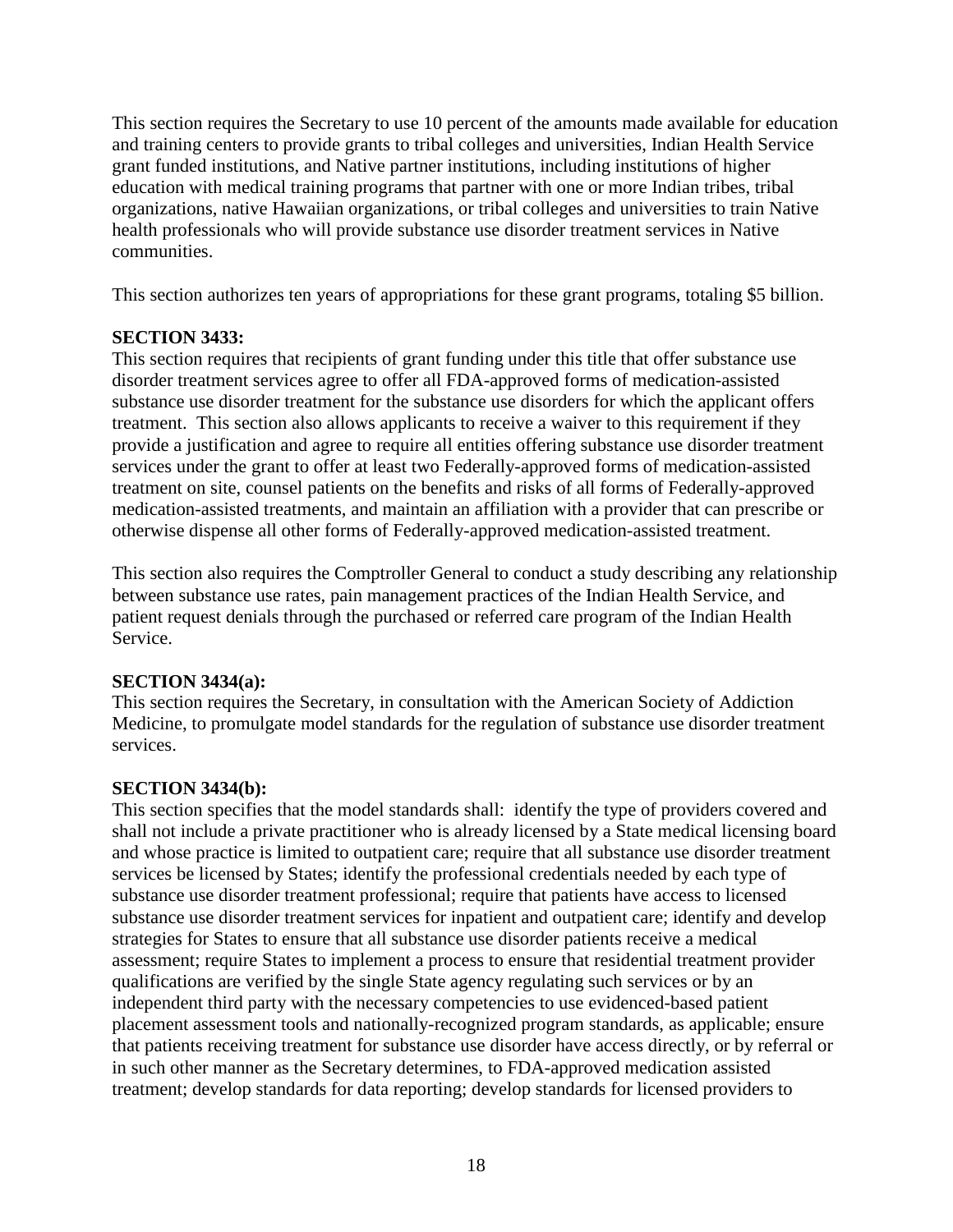This section requires the Secretary to use 10 percent of the amounts made available for education and training centers to provide grants to tribal colleges and universities, Indian Health Service grant funded institutions, and Native partner institutions, including institutions of higher education with medical training programs that partner with one or more Indian tribes, tribal organizations, native Hawaiian organizations, or tribal colleges and universities to train Native health professionals who will provide substance use disorder treatment services in Native communities.

This section authorizes ten years of appropriations for these grant programs, totaling \$5 billion.

**SECTION 3433:**
This section requires that recipients of grant funding under this title that offer substance use disorder treatment services agree to offer all FDA-approved forms of medication-assisted substance use disorder treatment for the substance use disorders for which the applicant offers treatment. This section also allows applicants to receive a waiver to this requirement if they provide a justification and agree to require all entities offering substance use disorder treatment services under the grant to offer at least two Federally-approved forms of medication-assisted treatment on site, counsel patients on the benefits and risks of all forms of Federally-approved medication-assisted treatments, and maintain an affiliation with a provider that can prescribe or otherwise dispense all other forms of Federally-approved medication-assisted treatment.

This section also requires the Comptroller General to conduct a study describing any relationship between substance use rates, pain management practices of the Indian Health Service, and patient request denials through the purchased or referred care program of the Indian Health Service.

**SECTION 3434(a):**
This section requires the Secretary, in consultation with the American Society of Addiction Medicine, to promulgate model standards for the regulation of substance use disorder treatment services.

**SECTION 3434(b):**
This section specifies that the model standards shall: identify the type of providers covered and shall not include a private practitioner who is already licensed by a State medical licensing board and whose practice is limited to outpatient care; require that all substance use disorder treatment services be licensed by States; identify the professional credentials needed by each type of substance use disorder treatment professional; require that patients have access to licensed substance use disorder treatment services for inpatient and outpatient care; identify and develop strategies for States to ensure that all substance use disorder patients receive a medical assessment; require States to implement a process to ensure that residential treatment provider qualifications are verified by the single State agency regulating such services or by an independent third party with the necessary competencies to use evidenced-based patient placement assessment tools and nationally-recognized program standards, as applicable; ensure that patients receiving treatment for substance use disorder have access directly, or by referral or in such other manner as the Secretary determines, to FDA-approved medication assisted treatment; develop standards for data reporting; develop standards for licensed providers to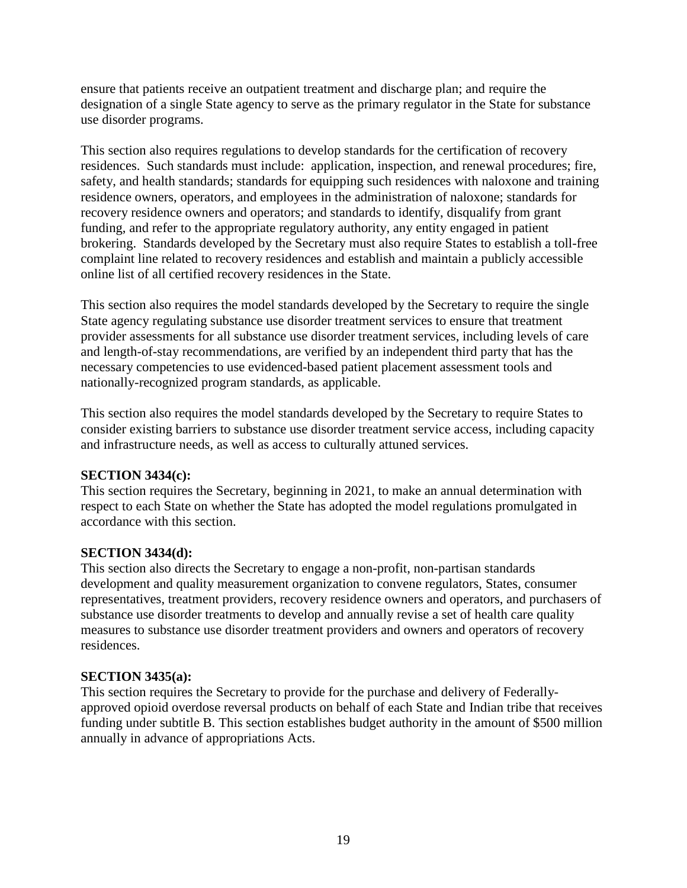ensure that patients receive an outpatient treatment and discharge plan; and require the designation of a single State agency to serve as the primary regulator in the State for substance use disorder programs.

This section also requires regulations to develop standards for the certification of recovery residences. Such standards must include: application, inspection, and renewal procedures; fire, safety, and health standards; standards for equipping such residences with naloxone and training residence owners, operators, and employees in the administration of naloxone; standards for recovery residence owners and operators; and standards to identify, disqualify from grant funding, and refer to the appropriate regulatory authority, any entity engaged in patient brokering. Standards developed by the Secretary must also require States to establish a toll-free complaint line related to recovery residences and establish and maintain a publicly accessible online list of all certified recovery residences in the State.

This section also requires the model standards developed by the Secretary to require the single State agency regulating substance use disorder treatment services to ensure that treatment provider assessments for all substance use disorder treatment services, including levels of care and length-of-stay recommendations, are verified by an independent third party that has the necessary competencies to use evidenced-based patient placement assessment tools and nationally-recognized program standards, as applicable.

This section also requires the model standards developed by the Secretary to require States to consider existing barriers to substance use disorder treatment service access, including capacity and infrastructure needs, as well as access to culturally attuned services.

**SECTION 3434(c):**
This section requires the Secretary, beginning in 2021, to make an annual determination with respect to each State on whether the State has adopted the model regulations promulgated in accordance with this section.

**SECTION 3434(d):**
This section also directs the Secretary to engage a non-profit, non-partisan standards development and quality measurement organization to convene regulators, States, consumer representatives, treatment providers, recovery residence owners and operators, and purchasers of substance use disorder treatments to develop and annually revise a set of health care quality measures to substance use disorder treatment providers and owners and operators of recovery residences.

**SECTION 3435(a):**
This section requires the Secretary to provide for the purchase and delivery of Federally-approved opioid overdose reversal products on behalf of each State and Indian tribe that receives funding under subtitle B. This section establishes budget authority in the amount of $500 million annually in advance of appropriations Acts.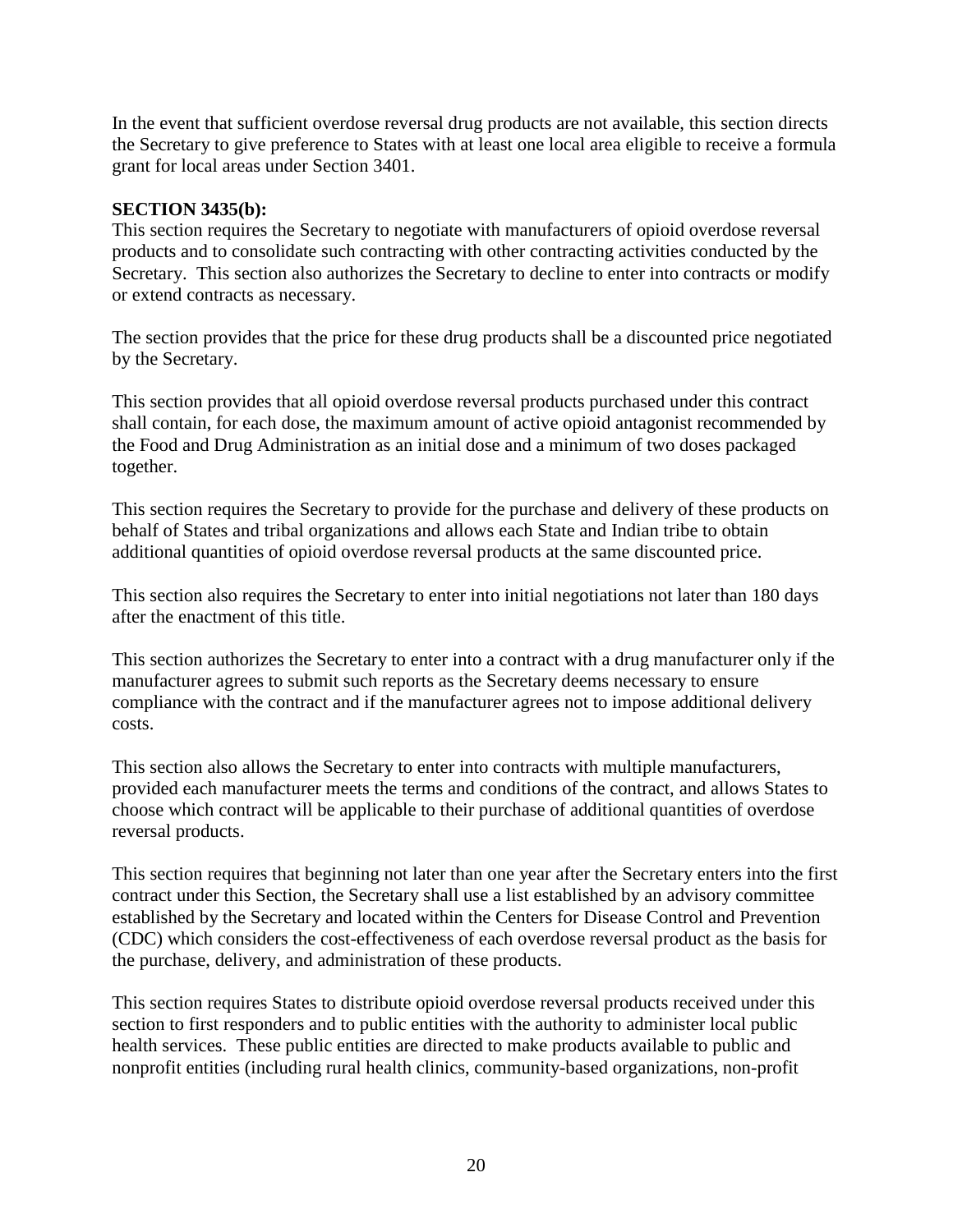In the event that sufficient overdose reversal drug products are not available, this section directs the Secretary to give preference to States with at least one local area eligible to receive a formula grant for local areas under Section 3401.

**SECTION 3435(b):**
This section requires the Secretary to negotiate with manufacturers of opioid overdose reversal products and to consolidate such contracting with other contracting activities conducted by the Secretary. This section also authorizes the Secretary to decline to enter into contracts or modify or extend contracts as necessary.

The section provides that the price for these drug products shall be a discounted price negotiated by the Secretary.

This section provides that all opioid overdose reversal products purchased under this contract shall contain, for each dose, the maximum amount of active opioid antagonist recommended by the Food and Drug Administration as an initial dose and a minimum of two doses packaged together.

This section requires the Secretary to provide for the purchase and delivery of these products on behalf of States and tribal organizations and allows each State and Indian tribe to obtain additional quantities of opioid overdose reversal products at the same discounted price.

This section also requires the Secretary to enter into initial negotiations not later than 180 days after the enactment of this title.

This section authorizes the Secretary to enter into a contract with a drug manufacturer only if the manufacturer agrees to submit such reports as the Secretary deems necessary to ensure compliance with the contract and if the manufacturer agrees not to impose additional delivery costs.

This section also allows the Secretary to enter into contracts with multiple manufacturers, provided each manufacturer meets the terms and conditions of the contract, and allows States to choose which contract will be applicable to their purchase of additional quantities of overdose reversal products.

This section requires that beginning not later than one year after the Secretary enters into the first contract under this Section, the Secretary shall use a list established by an advisory committee established by the Secretary and located within the Centers for Disease Control and Prevention (CDC) which considers the cost-effectiveness of each overdose reversal product as the basis for the purchase, delivery, and administration of these products.

This section requires States to distribute opioid overdose reversal products received under this section to first responders and to public entities with the authority to administer local public health services. These public entities are directed to make products available to public and nonprofit entities (including rural health clinics, community-based organizations, non-profit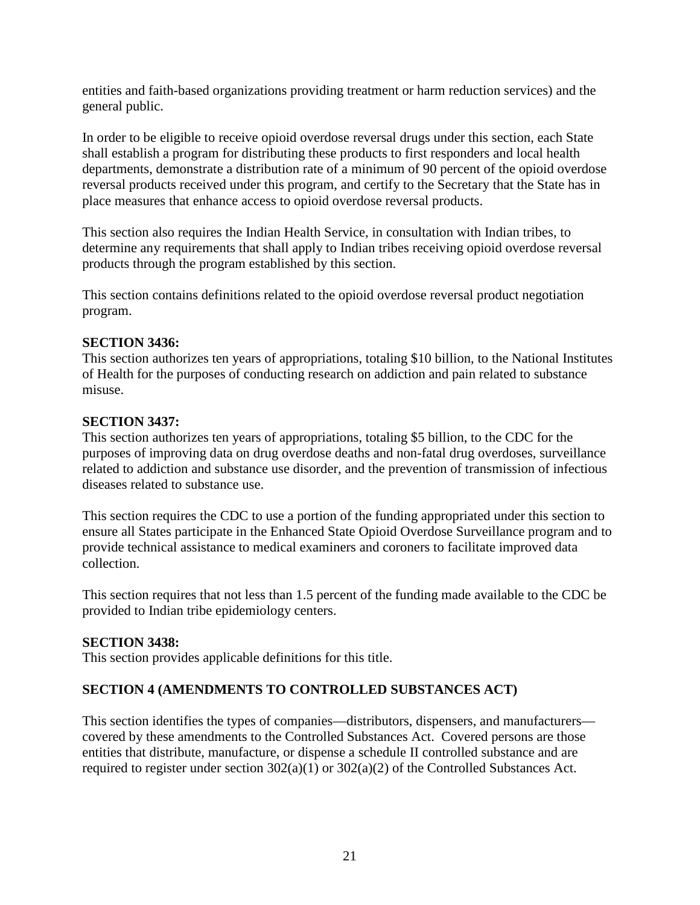entities and faith-based organizations providing treatment or harm reduction services) and the general public.

In order to be eligible to receive opioid overdose reversal drugs under this section, each State shall establish a program for distributing these products to first responders and local health departments, demonstrate a distribution rate of a minimum of 90 percent of the opioid overdose reversal products received under this program, and certify to the Secretary that the State has in place measures that enhance access to opioid overdose reversal products.

This section also requires the Indian Health Service, in consultation with Indian tribes, to determine any requirements that shall apply to Indian tribes receiving opioid overdose reversal products through the program established by this section.

This section contains definitions related to the opioid overdose reversal product negotiation program.

**SECTION 3436:**
This section authorizes ten years of appropriations, totaling $10 billion, to the National Institutes of Health for the purposes of conducting research on addiction and pain related to substance misuse.

**SECTION 3437:**
This section authorizes ten years of appropriations, totaling $5 billion, to the CDC for the purposes of improving data on drug overdose deaths and non-fatal drug overdoses, surveillance related to addiction and substance use disorder, and the prevention of transmission of infectious diseases related to substance use.

This section requires the CDC to use a portion of the funding appropriated under this section to ensure all States participate in the Enhanced State Opioid Overdose Surveillance program and to provide technical assistance to medical examiners and coroners to facilitate improved data collection.

This section requires that not less than 1.5 percent of the funding made available to the CDC be provided to Indian tribe epidemiology centers.

**SECTION 3438:**
This section provides applicable definitions for this title.

## SECTION 4 (AMENDMENTS TO CONTROLLED SUBSTANCES ACT)

This section identifies the types of companies—distributors, dispensers, and manufacturers—covered by these amendments to the Controlled Substances Act. Covered persons are those entities that distribute, manufacture, or dispense a schedule II controlled substance and are required to register under section 302(a)(1) or 302(a)(2) of the Controlled Substances Act.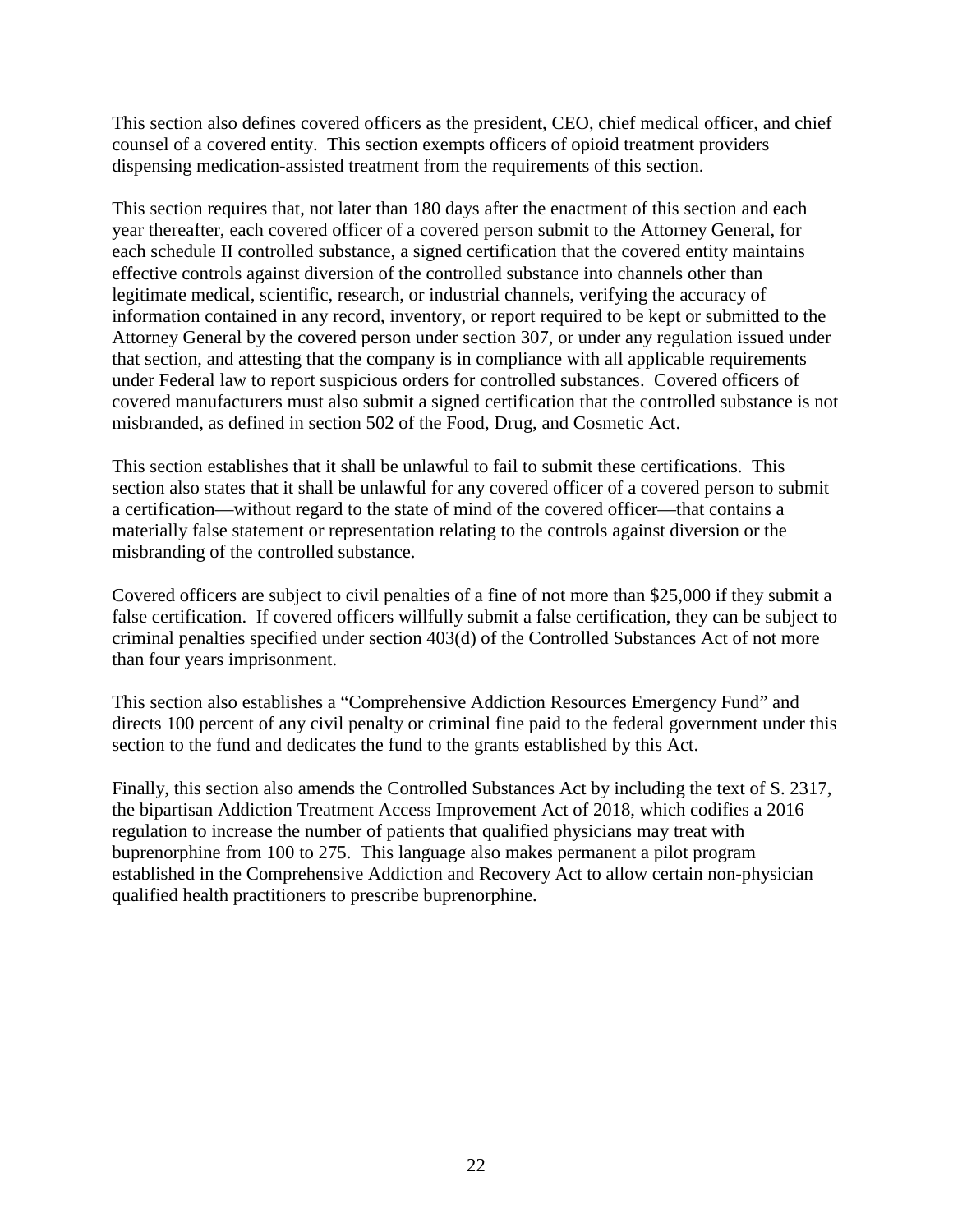This section also defines covered officers as the president, CEO, chief medical officer, and chief counsel of a covered entity. This section exempts officers of opioid treatment providers dispensing medication-assisted treatment from the requirements of this section.

This section requires that, not later than 180 days after the enactment of this section and each year thereafter, each covered officer of a covered person submit to the Attorney General, for each schedule II controlled substance, a signed certification that the covered entity maintains effective controls against diversion of the controlled substance into channels other than legitimate medical, scientific, research, or industrial channels, verifying the accuracy of information contained in any record, inventory, or report required to be kept or submitted to the Attorney General by the covered person under section 307, or under any regulation issued under that section, and attesting that the company is in compliance with all applicable requirements under Federal law to report suspicious orders for controlled substances. Covered officers of covered manufacturers must also submit a signed certification that the controlled substance is not misbranded, as defined in section 502 of the Food, Drug, and Cosmetic Act.

This section establishes that it shall be unlawful to fail to submit these certifications. This section also states that it shall be unlawful for any covered officer of a covered person to submit a certification—without regard to the state of mind of the covered officer—that contains a materially false statement or representation relating to the controls against diversion or the misbranding of the controlled substance.

Covered officers are subject to civil penalties of a fine of not more than $25,000 if they submit a false certification. If covered officers willfully submit a false certification, they can be subject to criminal penalties specified under section 403(d) of the Controlled Substances Act of not more than four years imprisonment.

This section also establishes a "Comprehensive Addiction Resources Emergency Fund" and directs 100 percent of any civil penalty or criminal fine paid to the federal government under this section to the fund and dedicates the fund to the grants established by this Act.

Finally, this section also amends the Controlled Substances Act by including the text of S. 2317, the bipartisan Addiction Treatment Access Improvement Act of 2018, which codifies a 2016 regulation to increase the number of patients that qualified physicians may treat with buprenorphine from 100 to 275. This language also makes permanent a pilot program established in the Comprehensive Addiction and Recovery Act to allow certain non-physician qualified health practitioners to prescribe buprenorphine.